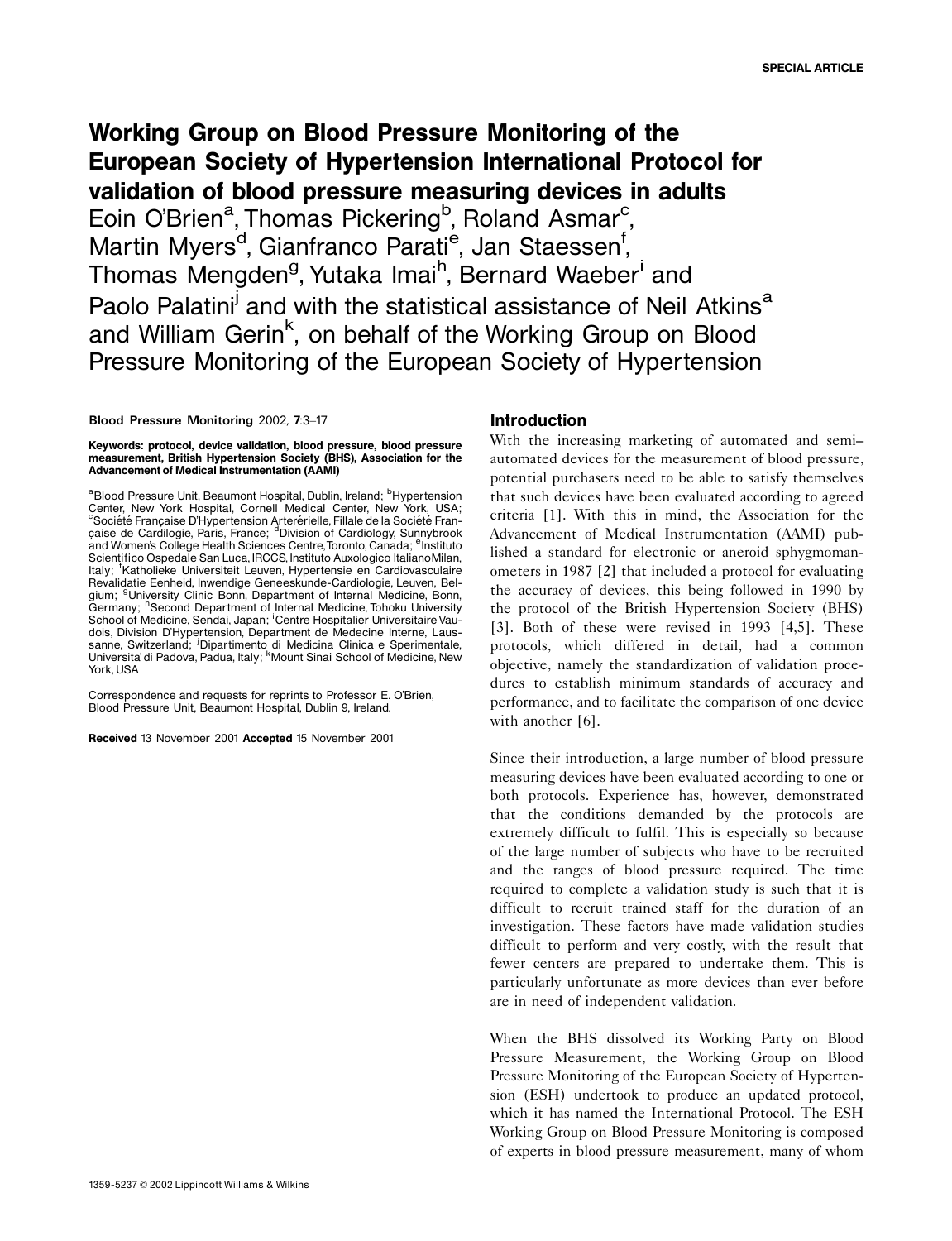# Working Group on Blood Pressure Monitoring of the European Society of Hypertension International Protocol for validation of blood pressure measuring devices in adults

Eoin O'Brien[a], Thomas Pickering[b], Roland Asmar[c], Martin Myers[d], Gianfranco Parati[e], Jan Staessen[f], Thomas Mengden[g], Yutaka Imai[h], Bernard Waeber[i] and Paolo Palatini[j] and with the statistical assistance of Neil Atkins[a] and William Gerin[k], on behalf of the Working Group on Blood Pressure Monitoring of the European Society of Hypertension

Blood Pressure Monitoring 2002, **7**:3–17

**Keywords: protocol, device validation, blood pressure, blood pressure measurement, British Hypertension Society (BHS), Association for the Advancement of Medical Instrumentation (AAMI)**

[a]Blood Pressure Unit, Beaumont Hospital, Dublin, Ireland; [b]Hypertension Center, New York Hospital, Cornell Medical Center, New York, USA; [c]Société Française D'Hypertension Arterérielle, Fillale de la Société Française de Cardilogie, Paris, France; [d]Division of Cardiology, Sunnybrook and Women's College Health Sciences Centre, Toronto, Canada; [e]Instituto Scientifico Ospedale San Luca, IRCCS, Instituto Auxologico Italiano Milan, Italy; [f]Katholieke Universiteit Leuven, Hypertensie en Cardiovasculaire Revalidatie Eenheid, Inwendige Geneeskunde-Cardiologie, Leuven, Belgium; [g]University Clinic Bonn, Department of Internal Medicine, Bonn, Germany; [h]Second Department of Internal Medicine, Tohoku University School of Medicine, Sendai, Japan; [i]Centre Hospitalier Universitaire Vaudois, Division D'Hypertension, Department de Medecine Interne, Lausanne, Switzerland; [j]Dipartimento di Medicina Clinica e Sperimentale, Universita' di Padova, Padua, Italy; [k]Mount Sinai School of Medicine, New York, USA

Correspondence and requests for reprints to Professor E. O'Brien, Blood Pressure Unit, Beaumont Hospital, Dublin 9, Ireland.

**Received** 13 November 2001 **Accepted** 15 November 2001

## Introduction

With the increasing marketing of automated and semi-automated devices for the measurement of blood pressure, potential purchasers need to be able to satisfy themselves that such devices have been evaluated according to agreed criteria [1]. With this in mind, the Association for the Advancement of Medical Instrumentation (AAMI) published a standard for electronic or aneroid sphygmomanometers in 1987 [2] that included a protocol for evaluating the accuracy of devices, this being followed in 1990 by the protocol of the British Hypertension Society (BHS) [3]. Both of these were revised in 1993 [4,5]. These protocols, which differed in detail, had a common objective, namely the standardization of validation procedures to establish minimum standards of accuracy and performance, and to facilitate the comparison of one device with another [6].

Since their introduction, a large number of blood pressure measuring devices have been evaluated according to one or both protocols. Experience has, however, demonstrated that the conditions demanded by the protocols are extremely difficult to fulfil. This is especially so because of the large number of subjects who have to be recruited and the ranges of blood pressure required. The time required to complete a validation study is such that it is difficult to recruit trained staff for the duration of an investigation. These factors have made validation studies difficult to perform and very costly, with the result that fewer centers are prepared to undertake them. This is particularly unfortunate as more devices than ever before are in need of independent validation.

When the BHS dissolved its Working Party on Blood Pressure Measurement, the Working Group on Blood Pressure Monitoring of the European Society of Hypertension (ESH) undertook to produce an updated protocol, which it has named the International Protocol. The ESH Working Group on Blood Pressure Monitoring is composed of experts in blood pressure measurement, many of whom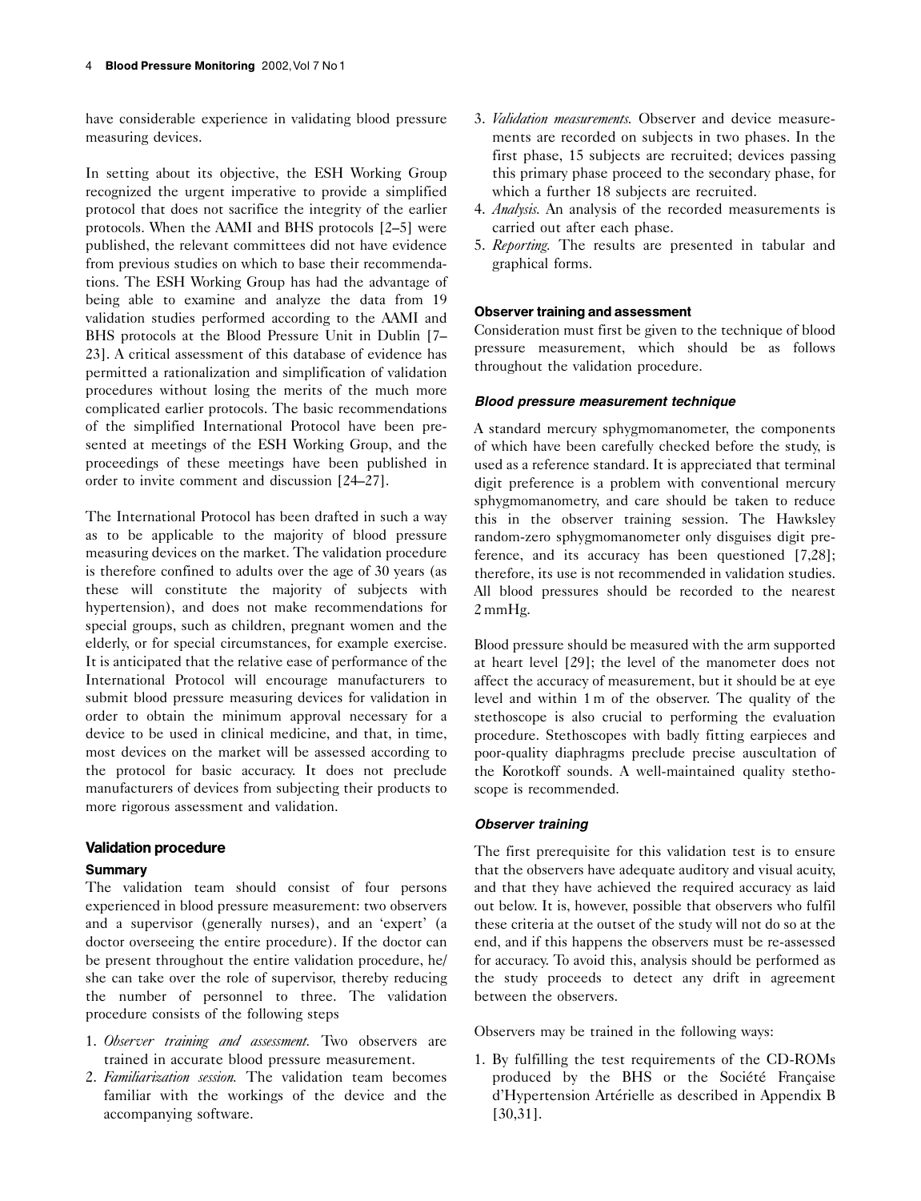have considerable experience in validating blood pressure measuring devices.

In setting about its objective, the ESH Working Group recognized the urgent imperative to provide a simplified protocol that does not sacrifice the integrity of the earlier protocols. When the AAMI and BHS protocols [2–5] were published, the relevant committees did not have evidence from previous studies on which to base their recommendations. The ESH Working Group has had the advantage of being able to examine and analyze the data from 19 validation studies performed according to the AAMI and BHS protocols at the Blood Pressure Unit in Dublin [7–23]. A critical assessment of this database of evidence has permitted a rationalization and simplification of validation procedures without losing the merits of the much more complicated earlier protocols. The basic recommendations of the simplified International Protocol have been presented at meetings of the ESH Working Group, and the proceedings of these meetings have been published in order to invite comment and discussion [24–27].

The International Protocol has been drafted in such a way as to be applicable to the majority of blood pressure measuring devices on the market. The validation procedure is therefore confined to adults over the age of 30 years (as these will constitute the majority of subjects with hypertension), and does not make recommendations for special groups, such as children, pregnant women and the elderly, or for special circumstances, for example exercise. It is anticipated that the relative ease of performance of the International Protocol will encourage manufacturers to submit blood pressure measuring devices for validation in order to obtain the minimum approval necessary for a device to be used in clinical medicine, and that, in time, most devices on the market will be assessed according to the protocol for basic accuracy. It does not preclude manufacturers of devices from subjecting their products to more rigorous assessment and validation.

## Validation procedure

### Summary

The validation team should consist of four persons experienced in blood pressure measurement: two observers and a supervisor (generally nurses), and an 'expert' (a doctor overseeing the entire procedure). If the doctor can be present throughout the entire validation procedure, he/she can take over the role of supervisor, thereby reducing the number of personnel to three. The validation procedure consists of the following steps

1. *Observer training and assessment.* Two observers are trained in accurate blood pressure measurement.
2. *Familiarization session.* The validation team becomes familiar with the workings of the device and the accompanying software.
3. *Validation measurements.* Observer and device measurements are recorded on subjects in two phases. In the first phase, 15 subjects are recruited; devices passing this primary phase proceed to the secondary phase, for which a further 18 subjects are recruited.
4. *Analysis.* An analysis of the recorded measurements is carried out after each phase.
5. *Reporting.* The results are presented in tabular and graphical forms.

### Observer training and assessment

Consideration must first be given to the technique of blood pressure measurement, which should be as follows throughout the validation procedure.

#### *Blood pressure measurement technique*

A standard mercury sphygmomanometer, the components of which have been carefully checked before the study, is used as a reference standard. It is appreciated that terminal digit preference is a problem with conventional mercury sphygmomanometry, and care should be taken to reduce this in the observer training session. The Hawksley random-zero sphygmomanometer only disguises digit preference, and its accuracy has been questioned [7,28]; therefore, its use is not recommended in validation studies. All blood pressures should be recorded to the nearest 2 mmHg.

Blood pressure should be measured with the arm supported at heart level [29]; the level of the manometer does not affect the accuracy of measurement, but it should be at eye level and within 1 m of the observer. The quality of the stethoscope is also crucial to performing the evaluation procedure. Stethoscopes with badly fitting earpieces and poor-quality diaphragms preclude precise auscultation of the Korotkoff sounds. A well-maintained quality stethoscope is recommended.

#### *Observer training*

The first prerequisite for this validation test is to ensure that the observers have adequate auditory and visual acuity, and that they have achieved the required accuracy as laid out below. It is, however, possible that observers who fulfil these criteria at the outset of the study will not do so at the end, and if this happens the observers must be re-assessed for accuracy. To avoid this, analysis should be performed as the study proceeds to detect any drift in agreement between the observers.

Observers may be trained in the following ways:

1. By fulfilling the test requirements of the CD-ROMs produced by the BHS or the Société Française d'Hypertension Artérielle as described in Appendix B [30,31].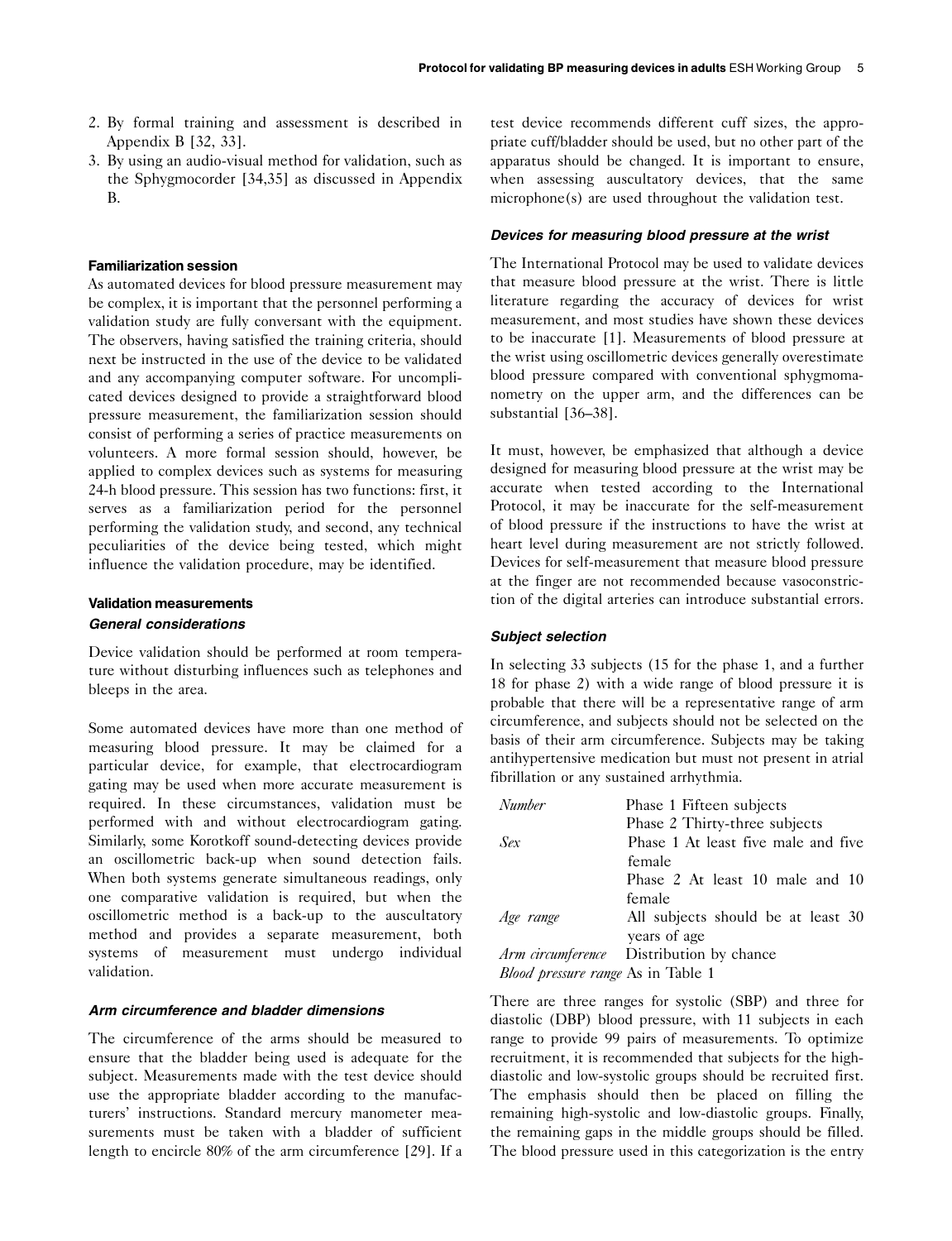2. By formal training and assessment is described in Appendix B [32, 33].
3. By using an audio-visual method for validation, such as the Sphygmocorder [34,35] as discussed in Appendix B.

### Familiarization session

As automated devices for blood pressure measurement may be complex, it is important that the personnel performing a validation study are fully conversant with the equipment. The observers, having satisfied the training criteria, should next be instructed in the use of the device to be validated and any accompanying computer software. For uncomplicated devices designed to provide a straightforward blood pressure measurement, the familiarization session should consist of performing a series of practice measurements on volunteers. A more formal session should, however, be applied to complex devices such as systems for measuring 24-h blood pressure. This session has two functions: first, it serves as a familiarization period for the personnel performing the validation study, and second, any technical peculiarities of the device being tested, which might influence the validation procedure, may be identified.

### Validation measurements

#### *General considerations*

Device validation should be performed at room temperature without disturbing influences such as telephones and bleeps in the area.

Some automated devices have more than one method of measuring blood pressure. It may be claimed for a particular device, for example, that electrocardiogram gating may be used when more accurate measurement is required. In these circumstances, validation must be performed with and without electrocardiogram gating. Similarly, some Korotkoff sound-detecting devices provide an oscillometric back-up when sound detection fails. When both systems generate simultaneous readings, only one comparative validation is required, but when the oscillometric method is a back-up to the auscultatory method and provides a separate measurement, both systems of measurement must undergo individual validation.

#### *Arm circumference and bladder dimensions*

The circumference of the arms should be measured to ensure that the bladder being used is adequate for the subject. Measurements made with the test device should use the appropriate bladder according to the manufacturers' instructions. Standard mercury manometer measurements must be taken with a bladder of sufficient length to encircle 80% of the arm circumference [29]. If a test device recommends different cuff sizes, the appropriate cuff/bladder should be used, but no other part of the apparatus should be changed. It is important to ensure, when assessing auscultatory devices, that the same microphone(s) are used throughout the validation test.

#### *Devices for measuring blood pressure at the wrist*

The International Protocol may be used to validate devices that measure blood pressure at the wrist. There is little literature regarding the accuracy of devices for wrist measurement, and most studies have shown these devices to be inaccurate [1]. Measurements of blood pressure at the wrist using oscillometric devices generally overestimate blood pressure compared with conventional sphygmomanometry on the upper arm, and the differences can be substantial [36–38].

It must, however, be emphasized that although a device designed for measuring blood pressure at the wrist may be accurate when tested according to the International Protocol, it may be inaccurate for the self-measurement of blood pressure if the instructions to have the wrist at heart level during measurement are not strictly followed. Devices for self-measurement that measure blood pressure at the finger are not recommended because vasoconstriction of the digital arteries can introduce substantial errors.

#### *Subject selection*

In selecting 33 subjects (15 for the phase 1, and a further 18 for phase 2) with a wide range of blood pressure it is probable that there will be a representative range of arm circumference, and subjects should not be selected on the basis of their arm circumference. Subjects may be taking antihypertensive medication but must not present in atrial fibrillation or any sustained arrhythmia.

| | |
|---|---|
| *Number* | Phase 1 Fifteen subjects |
| | Phase 2 Thirty-three subjects |
| *Sex* | Phase 1 At least five male and five female |
| | Phase 2 At least 10 male and 10 female |
| *Age range* | All subjects should be at least 30 years of age |
| *Arm circumference* | Distribution by chance |
| *Blood pressure range* | As in Table 1 |

There are three ranges for systolic (SBP) and three for diastolic (DBP) blood pressure, with 11 subjects in each range to provide 99 pairs of measurements. To optimize recruitment, it is recommended that subjects for the high-diastolic and low-systolic groups should be recruited first. The emphasis should then be placed on filling the remaining high-systolic and low-diastolic groups. Finally, the remaining gaps in the middle groups should be filled. The blood pressure used in this categorization is the entry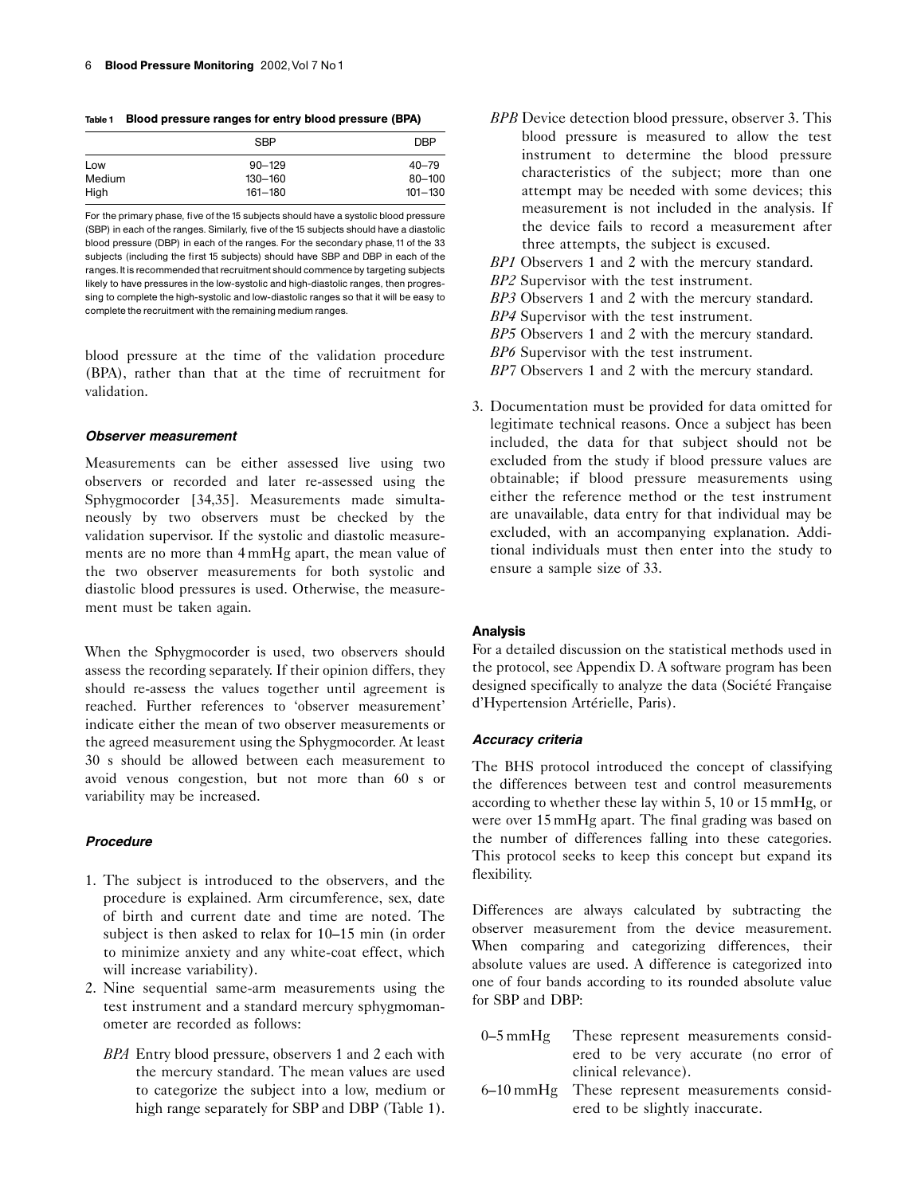**Table 1 Blood pressure ranges for entry blood pressure (BPA)**

| | SBP | DBP |
|---|---|---|
| Low | 90–129 | 40–79 |
| Medium | 130–160 | 80–100 |
| High | 161–180 | 101–130 |

For the primary phase, five of the 15 subjects should have a systolic blood pressure (SBP) in each of the ranges. Similarly, five of the 15 subjects should have a diastolic blood pressure (DBP) in each of the ranges. For the secondary phase, 11 of the 33 subjects (including the first 15 subjects) should have SBP and DBP in each of the ranges. It is recommended that recruitment should commence by targeting subjects likely to have pressures in the low-systolic and high-diastolic ranges, then progressing to complete the high-systolic and low-diastolic ranges so that it will be easy to complete the recruitment with the remaining medium ranges.

blood pressure at the time of the validation procedure (BPA), rather than that at the time of recruitment for validation.

### Observer measurement

Measurements can be either assessed live using two observers or recorded and later re-assessed using the Sphygmocorder [34,35]. Measurements made simultaneously by two observers must be checked by the validation supervisor. If the systolic and diastolic measurements are no more than 4 mmHg apart, the mean value of the two observer measurements for both systolic and diastolic blood pressures is used. Otherwise, the measurement must be taken again.

When the Sphygmocorder is used, two observers should assess the recording separately. If their opinion differs, they should re-assess the values together until agreement is reached. Further references to 'observer measurement' indicate either the mean of two observer measurements or the agreed measurement using the Sphygmocorder. At least 30 s should be allowed between each measurement to avoid venous congestion, but not more than 60 s or variability may be increased.

### Procedure

1. The subject is introduced to the observers, and the procedure is explained. Arm circumference, sex, date of birth and current date and time are noted. The subject is then asked to relax for 10–15 min (in order to minimize anxiety and any white-coat effect, which will increase variability).
2. Nine sequential same-arm measurements using the test instrument and a standard mercury sphygmomanometer are recorded as follows:

   *BPA* Entry blood pressure, observers 1 and 2 each with the mercury standard. The mean values are used to categorize the subject into a low, medium or high range separately for SBP and DBP (Table 1).

   *BPB* Device detection blood pressure, observer 3. This blood pressure is measured to allow the test instrument to determine the blood pressure characteristics of the subject; more than one attempt may be needed with some devices; this measurement is not included in the analysis. If the device fails to record a measurement after three attempts, the subject is excused.

   *BP1* Observers 1 and 2 with the mercury standard.

   *BP2* Supervisor with the test instrument.

   *BP3* Observers 1 and 2 with the mercury standard.

   *BP4* Supervisor with the test instrument.

   *BP5* Observers 1 and 2 with the mercury standard.

   *BP6* Supervisor with the test instrument.

   *BP7* Observers 1 and 2 with the mercury standard.
3. Documentation must be provided for data omitted for legitimate technical reasons. Once a subject has been included, the data for that subject should not be excluded from the study if blood pressure values are obtainable; if blood pressure measurements using either the reference method or the test instrument are unavailable, data entry for that individual may be excluded, with an accompanying explanation. Additional individuals must then enter into the study to ensure a sample size of 33.

## Analysis

For a detailed discussion on the statistical methods used in the protocol, see Appendix D. A software program has been designed specifically to analyze the data (Société Française d'Hypertension Artérielle, Paris).

### Accuracy criteria

The BHS protocol introduced the concept of classifying the differences between test and control measurements according to whether these lay within 5, 10 or 15 mmHg, or were over 15 mmHg apart. The final grading was based on the number of differences falling into these categories. This protocol seeks to keep this concept but expand its flexibility.

Differences are always calculated by subtracting the observer measurement from the device measurement. When comparing and categorizing differences, their absolute values are used. A difference is categorized into one of four bands according to its rounded absolute value for SBP and DBP:

- 0–5 mmHg These represent measurements considered to be very accurate (no error of clinical relevance).
- 6–10 mmHg These represent measurements considered to be slightly inaccurate.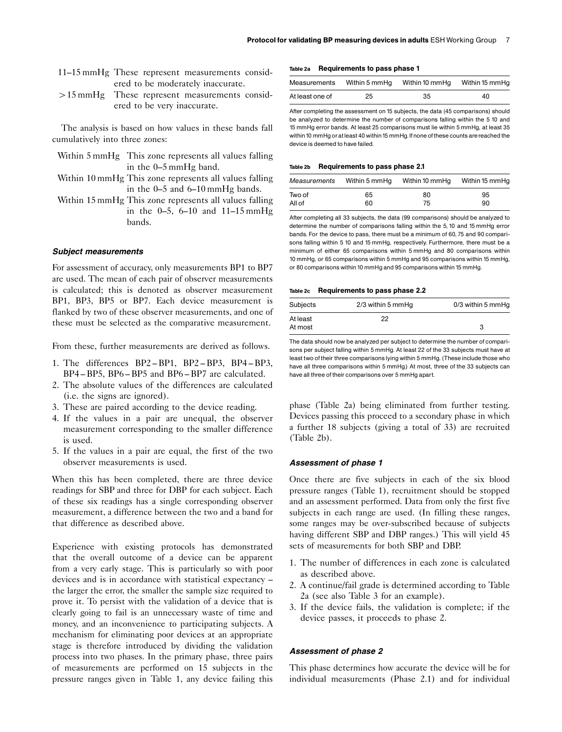| | |
|---|---|
| 11–15 mmHg | These represent measurements considered to be moderately inaccurate. |
| >15 mmHg | These represent measurements considered to be very inaccurate. |

The analysis is based on how values in these bands fall cumulatively into three zones:

| | |
|---|---|
| Within 5 mmHg | This zone represents all values falling in the 0–5 mmHg band. |
| Within 10 mmHg | This zone represents all values falling in the 0–5 and 6–10 mmHg bands. |
| Within 15 mmHg | This zone represents all values falling in the 0–5, 6–10 and 11–15 mmHg bands. |

### *Subject measurements*

For assessment of accuracy, only measurements BP1 to BP7 are used. The mean of each pair of observer measurements is calculated; this is denoted as observer measurement BP1, BP3, BP5 or BP7. Each device measurement is flanked by two of these observer measurements, and one of these must be selected as the comparative measurement.

From these, further measurements are derived as follows.

1. The differences BP2 – BP1, BP2 – BP3, BP4 – BP3, BP4 – BP5, BP6 – BP5 and BP6 – BP7 are calculated.
2. The absolute values of the differences are calculated (i.e. the signs are ignored).
3. These are paired according to the device reading.
4. If the values in a pair are unequal, the observer measurement corresponding to the smaller difference is used.
5. If the values in a pair are equal, the first of the two observer measurements is used.

When this has been completed, there are three device readings for SBP and three for DBP for each subject. Each of these six readings has a single corresponding observer measurement, a difference between the two and a band for that difference as described above.

Experience with existing protocols has demonstrated that the overall outcome of a device can be apparent from a very early stage. This is particularly so with poor devices and is in accordance with statistical expectancy – the larger the error, the smaller the sample size required to prove it. To persist with the validation of a device that is clearly going to fail is an unnecessary waste of time and money, and an inconvenience to participating subjects. A mechanism for eliminating poor devices at an appropriate stage is therefore introduced by dividing the validation process into two phases. In the primary phase, three pairs of measurements are performed on 15 subjects in the pressure ranges given in Table 1, any device failing this phase (Table 2a) being eliminated from further testing. Devices passing this proceed to a secondary phase in which a further 18 subjects (giving a total of 33) are recruited (Table 2b).

**Table 2a Requirements to pass phase 1**

| Measurements | Within 5 mmHg | Within 10 mmHg | Within 15 mmHg |
|---|---|---|---|
| At least one of | 25 | 35 | 40 |

After completing the assessment on 15 subjects, the data (45 comparisons) should be analyzed to determine the number of comparisons falling within the 5 10 and 15 mmHg error bands. At least 25 comparisons must lie within 5 mmHg, at least 35 within 10 mmHg or at least 40 within 15 mmHg. If none of these counts are reached the device is deemed to have failed.

**Table 2b Requirements to pass phase 2.1**

| *Measurements* | Within 5 mmHg | Within 10 mmHg | Within 15 mmHg |
|---|---|---|---|
| Two of | 65 | 80 | 95 |
| All of | 60 | 75 | 90 |

After completing all 33 subjects, the data (99 comparisons) should be analyzed to determine the number of comparisons falling within the 5, 10 and 15 mmHg error bands. For the device to pass, there must be a minimum of 60, 75 and 90 comparisons falling within 5 10 and 15 mmHg, respectively. Furthermore, there must be a minimum of either 65 comparisons within 5 mmHg and 80 comparisons within 10 mmHg, or 65 comparisons within 5 mmHg and 95 comparisons within 15 mmHg, or 80 comparisons within 10 mmHg and 95 comparisons within 15 mmHg.

**Table 2c Requirements to pass phase 2.2**

| Subjects | 2/3 within 5 mmHg | 0/3 within 5 mmHg |
|---|---|---|
| At least | 22 | |
| At most | | 3 |

The data should now be analyzed per subject to determine the number of comparisons per subject falling within 5 mmHg. At least 22 of the 33 subjects must have at least two of their three comparisons lying within 5 mmHg. (These include those who have all three comparisons within 5 mmHg.) At most, three of the 33 subjects can have all three of their comparisons over 5 mmHg apart.

### *Assessment of phase 1*

Once there are five subjects in each of the six blood pressure ranges (Table 1), recruitment should be stopped and an assessment performed. Data from only the first five subjects in each range are used. (In filling these ranges, some ranges may be over-subscribed because of subjects having different SBP and DBP ranges.) This will yield 45 sets of measurements for both SBP and DBP.

1. The number of differences in each zone is calculated as described above.
2. A continue/fail grade is determined according to Table 2a (see also Table 3 for an example).
3. If the device fails, the validation is complete; if the device passes, it proceeds to phase 2.

### *Assessment of phase 2*

This phase determines how accurate the device will be for individual measurements (Phase 2.1) and for individual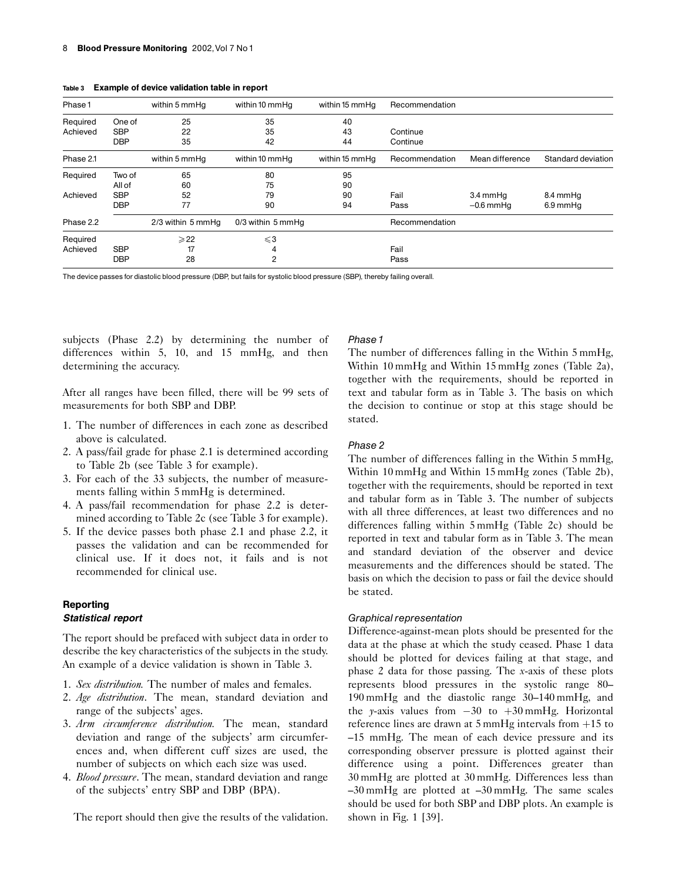**Table 3 Example of device validation table in report**

| Phase 1 | | within 5 mmHg | within 10 mmHg | within 15 mmHg | Recommendation | | |
|---|---|---|---|---|---|---|---|
| Required | One of | 25 | 35 | 40 | | | |
| Achieved | SBP | 22 | 35 | 43 | Continue | | |
| | DBP | 35 | 42 | 44 | Continue | | |
| **Phase 2.1** | | **within 5 mmHg** | **within 10 mmHg** | **within 15 mmHg** | **Recommendation** | **Mean difference** | **Standard deviation** |
| Required | Two of | 65 | 80 | 95 | | | |
| | All of | 60 | 75 | 90 | | | |
| Achieved | SBP | 52 | 79 | 90 | Fail | 3.4 mmHg | 8.4 mmHg |
| | DBP | 77 | 90 | 94 | Pass | −0.6 mmHg | 6.9 mmHg |
| **Phase 2.2** | | **2/3 within 5 mmHg** | **0/3 within 5 mmHg** | | **Recommendation** | | |
| Required | | ⩾22 | ⩽3 | | | | |
| Achieved | SBP | 17 | 4 | | Fail | | |
| | DBP | 28 | 2 | | Pass | | |

The device passes for diastolic blood pressure (DBP, but fails for systolic blood pressure (SBP), thereby failing overall.

subjects (Phase 2.2) by determining the number of differences within 5, 10, and 15 mmHg, and then determining the accuracy.

After all ranges have been filled, there will be 99 sets of measurements for both SBP and DBP.

1. The number of differences in each zone as described above is calculated.
2. A pass/fail grade for phase 2.1 is determined according to Table 2b (see Table 3 for example).
3. For each of the 33 subjects, the number of measurements falling within 5 mmHg is determined.
4. A pass/fail recommendation for phase 2.2 is determined according to Table 2c (see Table 3 for example).
5. If the device passes both phase 2.1 and phase 2.2, it passes the validation and can be recommended for clinical use. If it does not, it fails and is not recommended for clinical use.

## Reporting

### Statistical report

The report should be prefaced with subject data in order to describe the key characteristics of the subjects in the study. An example of a device validation is shown in Table 3.

1. *Sex distribution.* The number of males and females.
2. *Age distribution*. The mean, standard deviation and range of the subjects' ages.
3. *Arm circumference distribution.* The mean, standard deviation and range of the subjects' arm circumferences and, when different cuff sizes are used, the number of subjects on which each size was used.
4. *Blood pressure*. The mean, standard deviation and range of the subjects' entry SBP and DBP (BPA).

The report should then give the results of the validation.

#### *Phase 1*

The number of differences falling in the Within 5 mmHg, Within 10 mmHg and Within 15 mmHg zones (Table 2a), together with the requirements, should be reported in text and tabular form as in Table 3. The basis on which the decision to continue or stop at this stage should be stated.

#### *Phase 2*

The number of differences falling in the Within 5 mmHg, Within 10 mmHg and Within 15 mmHg zones (Table 2b), together with the requirements, should be reported in text and tabular form as in Table 3. The number of subjects with all three differences, at least two differences and no differences falling within 5 mmHg (Table 2c) should be reported in text and tabular form as in Table 3. The mean and standard deviation of the observer and device measurements and the differences should be stated. The basis on which the decision to pass or fail the device should be stated.

#### *Graphical representation*

Difference-against-mean plots should be presented for the data at the phase at which the study ceased. Phase 1 data should be plotted for devices failing at that stage, and phase 2 data for those passing. The *x*-axis of these plots represents blood pressures in the systolic range 80–190 mmHg and the diastolic range 30–140 mmHg, and the *y*-axis values from −30 to +30 mmHg. Horizontal reference lines are drawn at 5 mmHg intervals from +15 to –15 mmHg. The mean of each device pressure and its corresponding observer pressure is plotted against their difference using a point. Differences greater than 30 mmHg are plotted at 30 mmHg. Differences less than –30 mmHg are plotted at –30 mmHg. The same scales should be used for both SBP and DBP plots. An example is shown in Fig. 1 [39].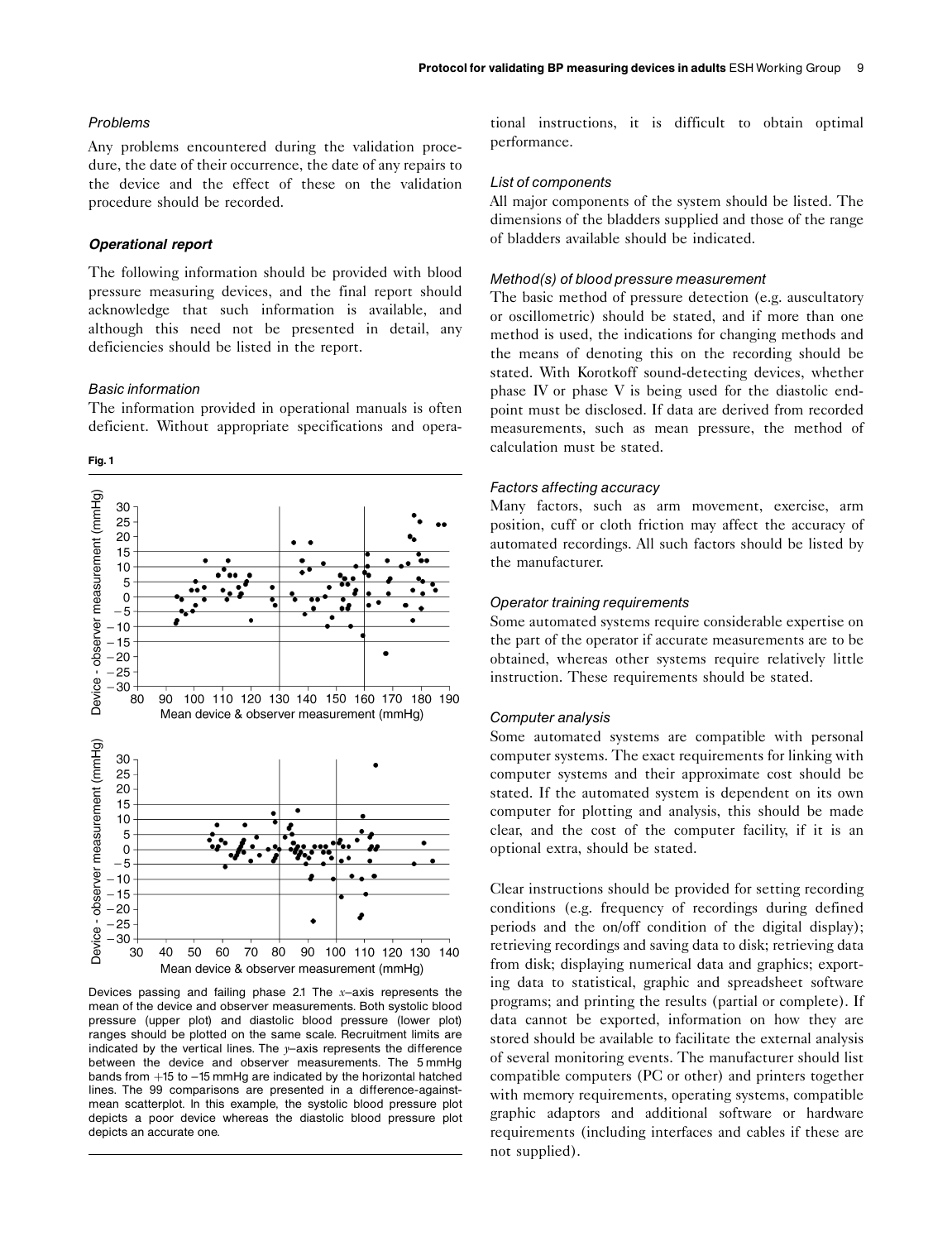### Problems

Any problems encountered during the validation procedure, the date of their occurrence, the date of any repairs to the device and the effect of these on the validation procedure should be recorded.

## Operational report

The following information should be provided with blood pressure measuring devices, and the final report should acknowledge that such information is available, and although this need not be presented in detail, any deficiencies should be listed in the report.

### Basic information

The information provided in operational manuals is often deficient. Without appropriate specifications and operational instructions, it is difficult to obtain optimal performance.

**Fig. 1**

Device - observer measurement (mmHg)
30
25
20
15
10
5
0
−5
−10
−15
−20
−25
−30
80 90 100 110 120 130 140 150 160 170 180 190
Mean device & observer measurement (mmHg)

Device - observer measurement (mmHg)
30
25
20
15
10
5
0
−5
−10
−15
−20
−25
−30
30 40 50 60 70 80 90 100 110 120 130 140
Mean device & observer measurement (mmHg)

Devices passing and failing phase 2.1 The *x*–axis represents the mean of the device and observer measurements. Both systolic blood pressure (upper plot) and diastolic blood pressure (lower plot) ranges should be plotted on the same scale. Recruitment limits are indicated by the vertical lines. The *y*–axis represents the difference between the device and observer measurements. The 5 mmHg bands from +15 to −15 mmHg are indicated by the horizontal hatched lines. The 99 comparisons are presented in a difference-against-mean scatterplot. In this example, the systolic blood pressure plot depicts a poor device whereas the diastolic blood pressure plot depicts an accurate one.

### List of components

All major components of the system should be listed. The dimensions of the bladders supplied and those of the range of bladders available should be indicated.

### Method(s) of blood pressure measurement

The basic method of pressure detection (e.g. auscultatory or oscillometric) should be stated, and if more than one method is used, the indications for changing methods and the means of denoting this on the recording should be stated. With Korotkoff sound-detecting devices, whether phase IV or phase V is being used for the diastolic endpoint must be disclosed. If data are derived from recorded measurements, such as mean pressure, the method of calculation must be stated.

### Factors affecting accuracy

Many factors, such as arm movement, exercise, arm position, cuff or cloth friction may affect the accuracy of automated recordings. All such factors should be listed by the manufacturer.

### Operator training requirements

Some automated systems require considerable expertise on the part of the operator if accurate measurements are to be obtained, whereas other systems require relatively little instruction. These requirements should be stated.

### Computer analysis

Some automated systems are compatible with personal computer systems. The exact requirements for linking with computer systems and their approximate cost should be stated. If the automated system is dependent on its own computer for plotting and analysis, this should be made clear, and the cost of the computer facility, if it is an optional extra, should be stated.

Clear instructions should be provided for setting recording conditions (e.g. frequency of recordings during defined periods and the on/off condition of the digital display); retrieving recordings and saving data to disk; retrieving data from disk; displaying numerical data and graphics; exporting data to statistical, graphic and spreadsheet software programs; and printing the results (partial or complete). If data cannot be exported, information on how they are stored should be available to facilitate the external analysis of several monitoring events. The manufacturer should list compatible computers (PC or other) and printers together with memory requirements, operating systems, compatible graphic adaptors and additional software or hardware requirements (including interfaces and cables if these are not supplied).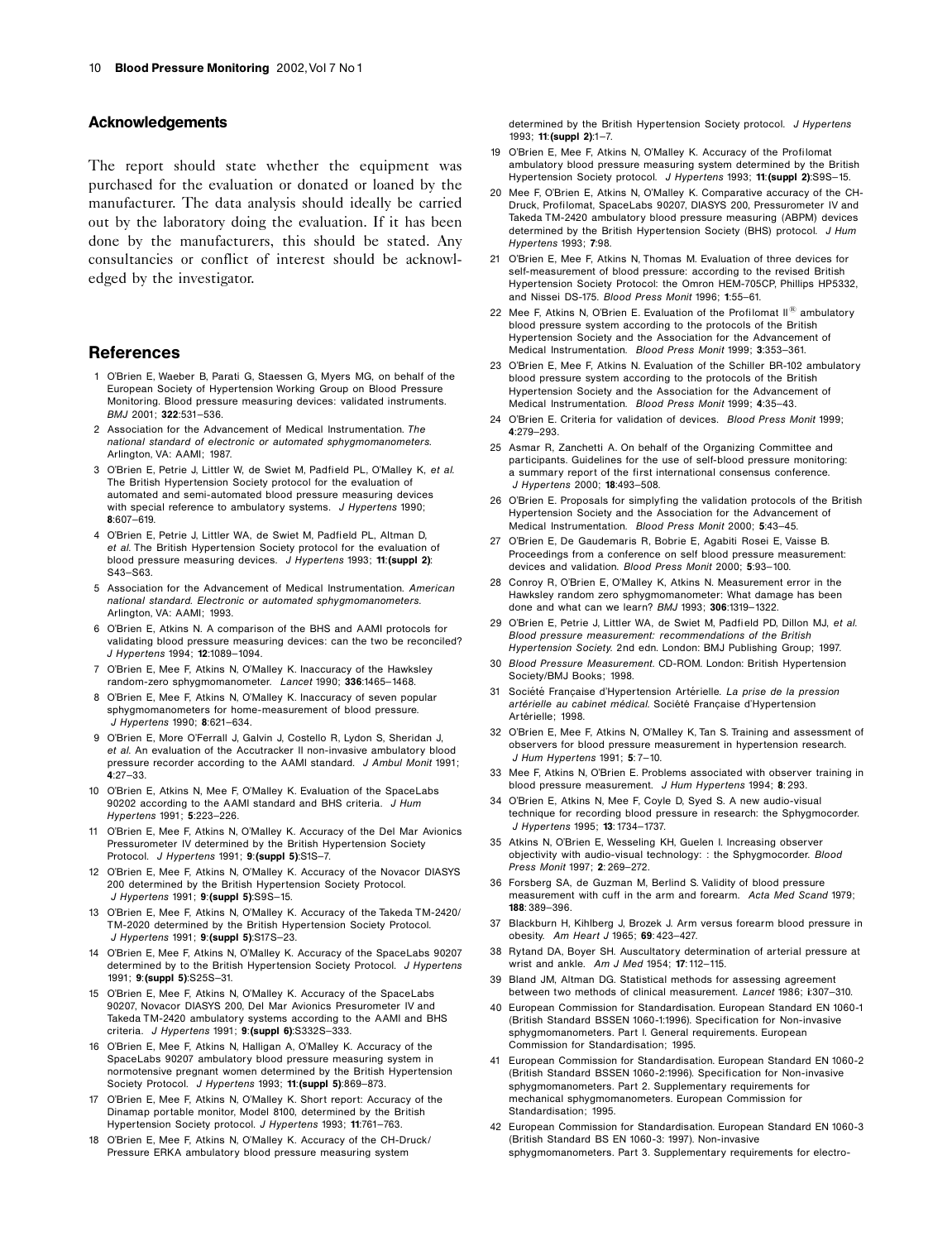## Acknowledgements

The report should state whether the equipment was purchased for the evaluation or donated or loaned by the manufacturer. The data analysis should ideally be carried out by the laboratory doing the evaluation. If it has been done by the manufacturers, this should be stated. Any consultancies or conflict of interest should be acknowledged by the investigator.

## References

1. O'Brien E, Waeber B, Parati G, Staessen G, Myers MG, on behalf of the European Society of Hypertension Working Group on Blood Pressure Monitoring. Blood pressure measuring devices: validated instruments. *BMJ* 2001; **322**:531–536.
2. Association for the Advancement of Medical Instrumentation. *The national standard of electronic or automated sphygmomanometers*. Arlington, VA: AAMI; 1987.
3. O'Brien E, Petrie J, Littler W, de Swiet M, Padfield PL, O'Malley K, *et al*. The British Hypertension Society protocol for the evaluation of automated and semi-automated blood pressure measuring devices with special reference to ambulatory systems. *J Hypertens* 1990; **8**:607–619.
4. O'Brien E, Petrie J, Littler WA, de Swiet M, Padfield PL, Altman D, *et al*. The British Hypertension Society protocol for the evaluation of blood pressure measuring devices. *J Hypertens* 1993; **11**:**(suppl 2)**:S43–S63.
5. Association for the Advancement of Medical Instrumentation. *American national standard. Electronic or automated sphygmomanometers*. Arlington, VA: AAMI; 1993.
6. O'Brien E, Atkins N. A comparison of the BHS and AAMI protocols for validating blood pressure measuring devices: can the two be reconciled? *J Hypertens* 1994; **12**:1089–1094.
7. O'Brien E, Mee F, Atkins N, O'Malley K. Inaccuracy of the Hawksley random-zero sphygmomanometer. *Lancet* 1990; **336**:1465–1468.
8. O'Brien E, Mee F, Atkins N, O'Malley K. Inaccuracy of seven popular sphygmomanometers for home-measurement of blood pressure. *J Hypertens* 1990; **8**:621–634.
9. O'Brien E, More O'Ferrall J, Galvin J, Costello R, Lydon S, Sheridan J, *et al*. An evaluation of the Accutracker II non-invasive ambulatory blood pressure recorder according to the AAMI standard. *J Ambul Monit* 1991; **4**:27–33.
10. O'Brien E, Atkins N, Mee F, O'Malley K. Evaluation of the SpaceLabs 90202 according to the AAMI standard and BHS criteria. *J Hum Hypertens* 1991; **5**:223–226.
11. O'Brien E, Mee F, Atkins N, O'Malley K. Accuracy of the Del Mar Avionics Pressurometer IV determined by the British Hypertension Society Protocol. *J Hypertens* 1991; **9**:**(suppl 5)**:S1S–7.
12. O'Brien E, Mee F, Atkins N, O'Malley K. Accuracy of the Novacor DIASYS 200 determined by the British Hypertension Society Protocol. *J Hypertens* 1991; **9**:**(suppl 5)**:S9S–15.
13. O'Brien E, Mee F, Atkins N, O'Malley K. Accuracy of the Takeda TM-2420/TM-2020 determined by the British Hypertension Society Protocol. *J Hypertens* 1991; **9**:**(suppl 5)**:S17S–23.
14. O'Brien E, Mee F, Atkins N, O'Malley K. Accuracy of the SpaceLabs 90207 determined by to the British Hypertension Society Protocol. *J Hypertens* 1991; **9**:**(suppl 5)**:S25S–31.
15. O'Brien E, Mee F, Atkins N, O'Malley K. Accuracy of the SpaceLabs 90207, Novacor DIASYS 200, Del Mar Avionics Presurometer IV and Takeda TM-2420 ambulatory systems according to the AAMI and BHS criteria. *J Hypertens* 1991; **9**:**(suppl 6)**:S332S–333.
16. O'Brien E, Mee F, Atkins N, Halligan A, O'Malley K. Accuracy of the SpaceLabs 90207 ambulatory blood pressure measuring system in normotensive pregnant women determined by the British Hypertension Society Protocol. *J Hypertens* 1993; **11**:**(suppl 5)**:869–873.
17. O'Brien E, Mee F, Atkins N, O'Malley K. Short report: Accuracy of the Dinamap portable monitor, Model 8100, determined by the British Hypertension Society protocol. *J Hypertens* 1993; **11**:761–763.
18. O'Brien E, Mee F, Atkins N, O'Malley K. Accuracy of the CH-Druck/Pressure ERKA ambulatory blood pressure measuring system determined by the British Hypertension Society protocol. *J Hypertens* 1993; **11**:**(suppl 2)**:1–7.
19. O'Brien E, Mee F, Atkins N, O'Malley K. Accuracy of the Profilomat ambulatory blood pressure measuring system determined by the British Hypertension Society protocol. *J Hypertens* 1993; **11**:**(suppl 2)**:S9S–15.
20. Mee F, O'Brien E, Atkins N, O'Malley K. Comparative accuracy of the CH-Druck, Profilomat, SpaceLabs 90207, DIASYS 200, Pressurometer IV and Takeda TM-2420 ambulatory blood pressure measuring (ABPM) devices determined by the British Hypertension Society (BHS) protocol. *J Hum Hypertens* 1993; **7**:98.
21. O'Brien E, Mee F, Atkins N, Thomas M. Evaluation of three devices for self-measurement of blood pressure: according to the revised British Hypertension Society Protocol: the Omron HEM-705CP, Phillips HP5332, and Nissei DS-175. *Blood Press Monit* 1996; **1**:55–61.
22. Mee F, Atkins N, O'Brien E. Evaluation of the Profilomat II® ambulatory blood pressure system according to the protocols of the British Hypertension Society and the Association for the Advancement of Medical Instrumentation. *Blood Press Monit* 1999; **3**:353–361.
23. O'Brien E, Mee F, Atkins N. Evaluation of the Schiller BR-102 ambulatory blood pressure system according to the protocols of the British Hypertension Society and the Association for the Advancement of Medical Instrumentation. *Blood Press Monit* 1999; **4**:35–43.
24. O'Brien E. Criteria for validation of devices. *Blood Press Monit* 1999; **4**:279–293.
25. Asmar R, Zanchetti A. On behalf of the Organizing Committee and participants. Guidelines for the use of self-blood pressure monitoring: a summary report of the first international consensus conference. *J Hypertens* 2000; **18**:493–508.
26. O'Brien E. Proposals for simplyfing the validation protocols of the British Hypertension Society and the Association for the Advancement of Medical Instrumentation. *Blood Press Monit* 2000; **5**:43–45.
27. O'Brien E, De Gaudemaris R, Bobrie E, Agabiti Rosei E, Vaisse B. Proceedings from a conference on self blood pressure measurement: devices and validation. *Blood Press Monit* 2000; **5**:93–100.
28. Conroy R, O'Brien E, O'Malley K, Atkins N. Measurement error in the Hawksley random zero sphygmomanometer: What damage has been done and what can we learn? *BMJ* 1993; **306**:1319–1322.
29. O'Brien E, Petrie J, Littler WA, de Swiet M, Padfield PD, Dillon MJ, *et al*. *Blood pressure measurement: recommendations of the British Hypertension Society*. 2nd edn. London: BMJ Publishing Group; 1997.
30. *Blood Pressure Measurement*. CD-ROM. London: British Hypertension Society/BMJ Books; 1998.
31. Société Française d'Hypertension Artérielle. *La prise de la pression artérielle au cabinet médical*. Société Française d'Hypertension Artérielle; 1998.
32. O'Brien E, Mee F, Atkins N, O'Malley K, Tan S. Training and assessment of observers for blood pressure measurement in hypertension research. *J Hum Hypertens* 1991; **5**: 7–10.
33. Mee F, Atkins N, O'Brien E. Problems associated with observer training in blood pressure measurement. *J Hum Hypertens* 1994; **8**: 293.
34. O'Brien E, Atkins N, Mee F, Coyle D, Syed S. A new audio-visual technique for recording blood pressure in research: the Sphygmocorder. *J Hypertens* 1995; **13**: 1734–1737.
35. Atkins N, O'Brien E, Wesseling KH, Guelen I. Increasing observer objectivity with audio-visual technology: : the Sphygmocorder. *Blood Press Monit* 1997; **2**: 269–272.
36. Forsberg SA, de Guzman M, Berlind S. Validity of blood pressure measurement with cuff in the arm and forearm. *Acta Med Scand* 1979; **188**: 389–396.
37. Blackburn H, Kihlberg J, Brozek J. Arm versus forearm blood pressure in obesity. *Am Heart J* 1965; **69**: 423–427.
38. Rytand DA, Boyer SH. Auscultatory determination of arterial pressure at wrist and ankle. *Am J Med* 1954; **17**: 112–115.
39. Bland JM, Altman DG. Statistical methods for assessing agreement between two methods of clinical measurement. *Lancet* 1986; **i**:307–310.
40. European Commission for Standardisation. European Standard EN 1060-1 (British Standard BSSEN 1060-1:1996). Specification for Non-invasive sphygmomanometers. Part I. General requirements. European Commission for Standardisation; 1995.
41. European Commission for Standardisation. European Standard EN 1060-2 (British Standard BSSEN 1060-2:1996). Specification for Non-invasive sphygmomanometers. Part 2. Supplementary requirements for mechanical sphygmomanometers. European Commission for Standardisation; 1995.
42. European Commission for Standardisation. European Standard EN 1060-3 (British Standard BS EN 1060-3: 1997). Non-invasive sphygmomanometers. Part 3. Supplementary requirements for electro-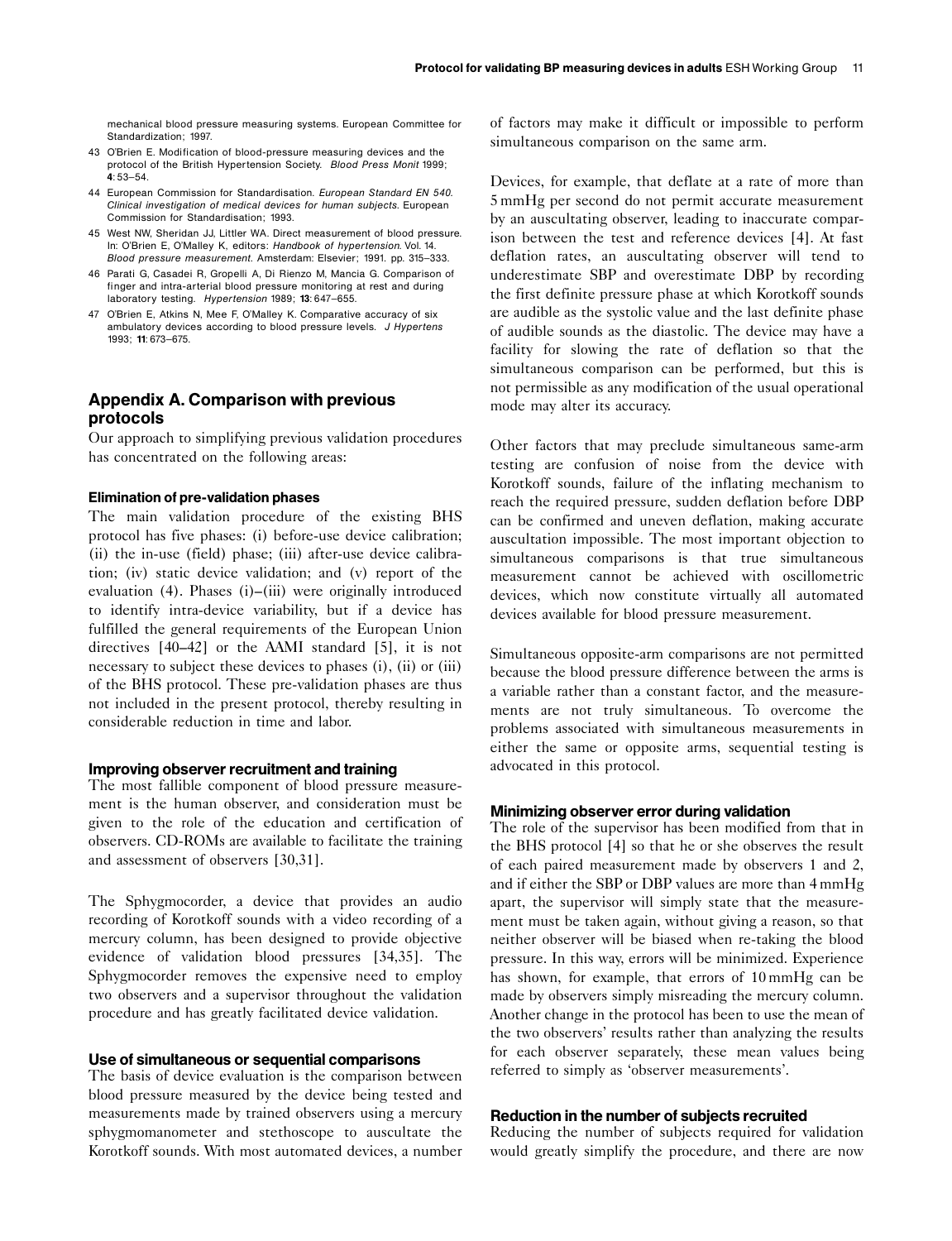mechanical blood pressure measuring systems. European Committee for Standardization; 1997.

43 O'Brien E. Modification of blood-pressure measuring devices and the protocol of the British Hypertension Society. *Blood Press Monit* 1999; **4**: 53–54.

44 European Commission for Standardisation. *European Standard EN 540. Clinical investigation of medical devices for human subjects.* European Commission for Standardisation; 1993.

45 West NW, Sheridan JJ, Littler WA. Direct measurement of blood pressure. In: O'Brien E, O'Malley K, editors: *Handbook of hypertension.* Vol. 14. *Blood pressure measurement.* Amsterdam: Elsevier; 1991. pp. 315–333.

46 Parati G, Casadei R, Gropelli A, Di Rienzo M, Mancia G. Comparison of finger and intra-arterial blood pressure monitoring at rest and during laboratory testing. *Hypertension* 1989; **13**: 647–655.

47 O'Brien E, Atkins N, Mee F, O'Malley K. Comparative accuracy of six ambulatory devices according to blood pressure levels. *J Hypertens* 1993; **11**: 673–675.

## Appendix A. Comparison with previous protocols

Our approach to simplifying previous validation procedures has concentrated on the following areas:

### Elimination of pre-validation phases

The main validation procedure of the existing BHS protocol has five phases: (i) before-use device calibration; (ii) the in-use (field) phase; (iii) after-use device calibration; (iv) static device validation; and (v) report of the evaluation (4). Phases (i)–(iii) were originally introduced to identify intra-device variability, but if a device has fulfilled the general requirements of the European Union directives [40–42] or the AAMI standard [5], it is not necessary to subject these devices to phases (i), (ii) or (iii) of the BHS protocol. These pre-validation phases are thus not included in the present protocol, thereby resulting in considerable reduction in time and labor.

### Improving observer recruitment and training

The most fallible component of blood pressure measurement is the human observer, and consideration must be given to the role of the education and certification of observers. CD-ROMs are available to facilitate the training and assessment of observers [30,31].

The Sphygmocorder, a device that provides an audio recording of Korotkoff sounds with a video recording of a mercury column, has been designed to provide objective evidence of validation blood pressures [34,35]. The Sphygmocorder removes the expensive need to employ two observers and a supervisor throughout the validation procedure and has greatly facilitated device validation.

### Use of simultaneous or sequential comparisons

The basis of device evaluation is the comparison between blood pressure measured by the device being tested and measurements made by trained observers using a mercury sphygmomanometer and stethoscope to auscultate the Korotkoff sounds. With most automated devices, a number of factors may make it difficult or impossible to perform simultaneous comparison on the same arm.

Devices, for example, that deflate at a rate of more than 5 mmHg per second do not permit accurate measurement by an auscultating observer, leading to inaccurate comparison between the test and reference devices [4]. At fast deflation rates, an auscultating observer will tend to underestimate SBP and overestimate DBP by recording the first definite pressure phase at which Korotkoff sounds are audible as the systolic value and the last definite phase of audible sounds as the diastolic. The device may have a facility for slowing the rate of deflation so that the simultaneous comparison can be performed, but this is not permissible as any modification of the usual operational mode may alter its accuracy.

Other factors that may preclude simultaneous same-arm testing are confusion of noise from the device with Korotkoff sounds, failure of the inflating mechanism to reach the required pressure, sudden deflation before DBP can be confirmed and uneven deflation, making accurate auscultation impossible. The most important objection to simultaneous comparisons is that true simultaneous measurement cannot be achieved with oscillometric devices, which now constitute virtually all automated devices available for blood pressure measurement.

Simultaneous opposite-arm comparisons are not permitted because the blood pressure difference between the arms is a variable rather than a constant factor, and the measurements are not truly simultaneous. To overcome the problems associated with simultaneous measurements in either the same or opposite arms, sequential testing is advocated in this protocol.

### Minimizing observer error during validation

The role of the supervisor has been modified from that in the BHS protocol [4] so that he or she observes the result of each paired measurement made by observers 1 and 2, and if either the SBP or DBP values are more than 4 mmHg apart, the supervisor will simply state that the measurement must be taken again, without giving a reason, so that neither observer will be biased when re-taking the blood pressure. In this way, errors will be minimized. Experience has shown, for example, that errors of 10 mmHg can be made by observers simply misreading the mercury column. Another change in the protocol has been to use the mean of the two observers' results rather than analyzing the results for each observer separately, these mean values being referred to simply as 'observer measurements'.

### Reduction in the number of subjects recruited

Reducing the number of subjects required for validation would greatly simplify the procedure, and there are now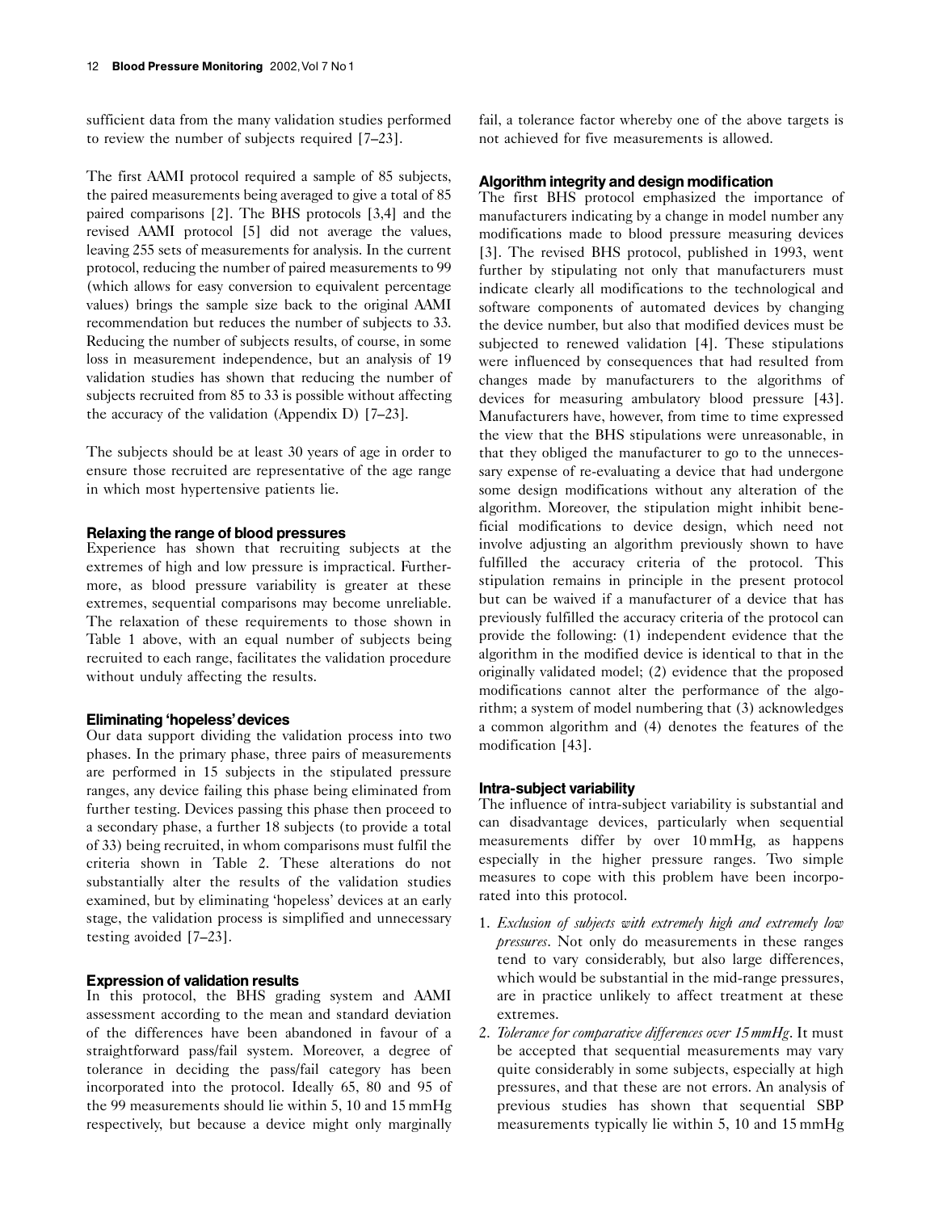sufficient data from the many validation studies performed to review the number of subjects required [7–23].

The first AAMI protocol required a sample of 85 subjects, the paired measurements being averaged to give a total of 85 paired comparisons [2]. The BHS protocols [3,4] and the revised AAMI protocol [5] did not average the values, leaving 255 sets of measurements for analysis. In the current protocol, reducing the number of paired measurements to 99 (which allows for easy conversion to equivalent percentage values) brings the sample size back to the original AAMI recommendation but reduces the number of subjects to 33. Reducing the number of subjects results, of course, in some loss in measurement independence, but an analysis of 19 validation studies has shown that reducing the number of subjects recruited from 85 to 33 is possible without affecting the accuracy of the validation (Appendix D) [7–23].

The subjects should be at least 30 years of age in order to ensure those recruited are representative of the age range in which most hypertensive patients lie.

### Relaxing the range of blood pressures

Experience has shown that recruiting subjects at the extremes of high and low pressure is impractical. Furthermore, as blood pressure variability is greater at these extremes, sequential comparisons may become unreliable. The relaxation of these requirements to those shown in Table 1 above, with an equal number of subjects being recruited to each range, facilitates the validation procedure without unduly affecting the results.

### Eliminating 'hopeless' devices

Our data support dividing the validation process into two phases. In the primary phase, three pairs of measurements are performed in 15 subjects in the stipulated pressure ranges, any device failing this phase being eliminated from further testing. Devices passing this phase then proceed to a secondary phase, a further 18 subjects (to provide a total of 33) being recruited, in whom comparisons must fulfil the criteria shown in Table 2. These alterations do not substantially alter the results of the validation studies examined, but by eliminating 'hopeless' devices at an early stage, the validation process is simplified and unnecessary testing avoided [7–23].

### Expression of validation results

In this protocol, the BHS grading system and AAMI assessment according to the mean and standard deviation of the differences have been abandoned in favour of a straightforward pass/fail system. Moreover, a degree of tolerance in deciding the pass/fail category has been incorporated into the protocol. Ideally 65, 80 and 95 of the 99 measurements should lie within 5, 10 and 15 mmHg respectively, but because a device might only marginally fail, a tolerance factor whereby one of the above targets is not achieved for five measurements is allowed.

### Algorithm integrity and design modification

The first BHS protocol emphasized the importance of manufacturers indicating by a change in model number any modifications made to blood pressure measuring devices [3]. The revised BHS protocol, published in 1993, went further by stipulating not only that manufacturers must indicate clearly all modifications to the technological and software components of automated devices by changing the device number, but also that modified devices must be subjected to renewed validation [4]. These stipulations were influenced by consequences that had resulted from changes made by manufacturers to the algorithms of devices for measuring ambulatory blood pressure [43]. Manufacturers have, however, from time to time expressed the view that the BHS stipulations were unreasonable, in that they obliged the manufacturer to go to the unnecessary expense of re-evaluating a device that had undergone some design modifications without any alteration of the algorithm. Moreover, the stipulation might inhibit beneficial modifications to device design, which need not involve adjusting an algorithm previously shown to have fulfilled the accuracy criteria of the protocol. This stipulation remains in principle in the present protocol but can be waived if a manufacturer of a device that has previously fulfilled the accuracy criteria of the protocol can provide the following: (1) independent evidence that the algorithm in the modified device is identical to that in the originally validated model; (2) evidence that the proposed modifications cannot alter the performance of the algorithm; a system of model numbering that (3) acknowledges a common algorithm and (4) denotes the features of the modification [43].

### Intra-subject variability

The influence of intra-subject variability is substantial and can disadvantage devices, particularly when sequential measurements differ by over 10 mmHg, as happens especially in the higher pressure ranges. Two simple measures to cope with this problem have been incorporated into this protocol.

1. *Exclusion of subjects with extremely high and extremely low pressures*. Not only do measurements in these ranges tend to vary considerably, but also large differences, which would be substantial in the mid-range pressures, are in practice unlikely to affect treatment at these extremes.
2. *Tolerance for comparative differences over 15 mmHg*. It must be accepted that sequential measurements may vary quite considerably in some subjects, especially at high pressures, and that these are not errors. An analysis of previous studies has shown that sequential SBP measurements typically lie within 5, 10 and 15 mmHg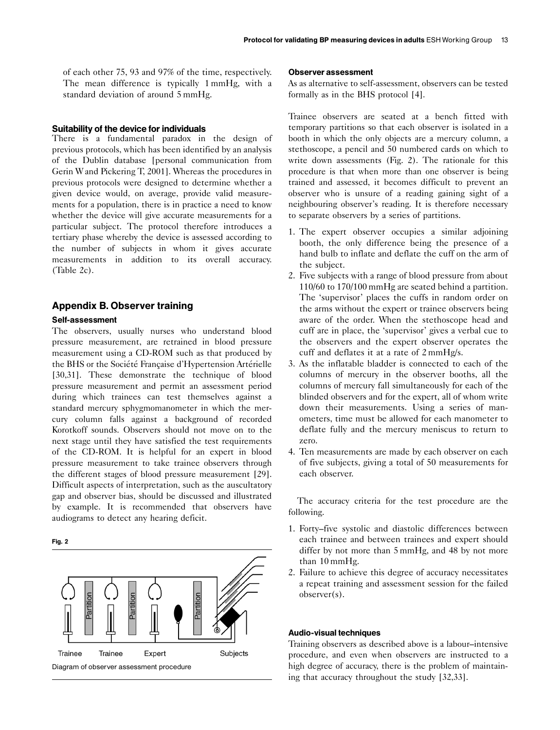of each other 75, 93 and 97% of the time, respectively. The mean difference is typically 1 mmHg, with a standard deviation of around 5 mmHg.

### Suitability of the device for individuals

There is a fundamental paradox in the design of previous protocols, which has been identified by an analysis of the Dublin database [personal communication from Gerin W and Pickering T, 2001]. Whereas the procedures in previous protocols were designed to determine whether a given device would, on average, provide valid measurements for a population, there is in practice a need to know whether the device will give accurate measurements for a particular subject. The protocol therefore introduces a tertiary phase whereby the device is assessed according to the number of subjects in whom it gives accurate measurements in addition to its overall accuracy. (Table 2c).

## Appendix B. Observer training

### Self-assessment

The observers, usually nurses who understand blood pressure measurement, are retrained in blood pressure measurement using a CD-ROM such as that produced by the BHS or the Société Française d'Hypertension Artérielle [30,31]. These demonstrate the technique of blood pressure measurement and permit an assessment period during which trainees can test themselves against a standard mercury sphygmomanometer in which the mercury column falls against a background of recorded Korotkoff sounds. Observers should not move on to the next stage until they have satisfied the test requirements of the CD-ROM. It is helpful for an expert in blood pressure measurement to take trainee observers through the different stages of blood pressure measurement [29]. Difficult aspects of interpretation, such as the auscultatory gap and observer bias, should be discussed and illustrated by example. It is recommended that observers have audiograms to detect any hearing deficit.

**Fig. 2**

Diagram of observer assessment procedure

### Observer assessment

As as alternative to self-assessment, observers can be tested formally as in the BHS protocol [4].

Trainee observers are seated at a bench fitted with temporary partitions so that each observer is isolated in a booth in which the only objects are a mercury column, a stethoscope, a pencil and 50 numbered cards on which to write down assessments (Fig. 2). The rationale for this procedure is that when more than one observer is being trained and assessed, it becomes difficult to prevent an observer who is unsure of a reading gaining sight of a neighbouring observer's reading. It is therefore necessary to separate observers by a series of partitions.

1. The expert observer occupies a similar adjoining booth, the only difference being the presence of a hand bulb to inflate and deflate the cuff on the arm of the subject.
2. Five subjects with a range of blood pressure from about 110/60 to 170/100 mmHg are seated behind a partition. The 'supervisor' places the cuffs in random order on the arms without the expert or trainee observers being aware of the order. When the stethoscope head and cuff are in place, the 'supervisor' gives a verbal cue to the observers and the expert observer operates the cuff and deflates it at a rate of 2 mmHg/s.
3. As the inflatable bladder is connected to each of the columns of mercury in the observer booths, all the columns of mercury fall simultaneously for each of the blinded observers and for the expert, all of whom write down their measurements. Using a series of manometers, time must be allowed for each manometer to deflate fully and the mercury meniscus to return to zero.
4. Ten measurements are made by each observer on each of five subjects, giving a total of 50 measurements for each observer.

The accuracy criteria for the test procedure are the following.

1. Forty–five systolic and diastolic differences between each trainee and between trainees and expert should differ by not more than 5 mmHg, and 48 by not more than 10 mmHg.
2. Failure to achieve this degree of accuracy necessitates a repeat training and assessment session for the failed observer(s).

### Audio-visual techniques

Training observers as described above is a labour–intensive procedure, and even when observers are instructed to a high degree of accuracy, there is the problem of maintaining that accuracy throughout the study [32,33].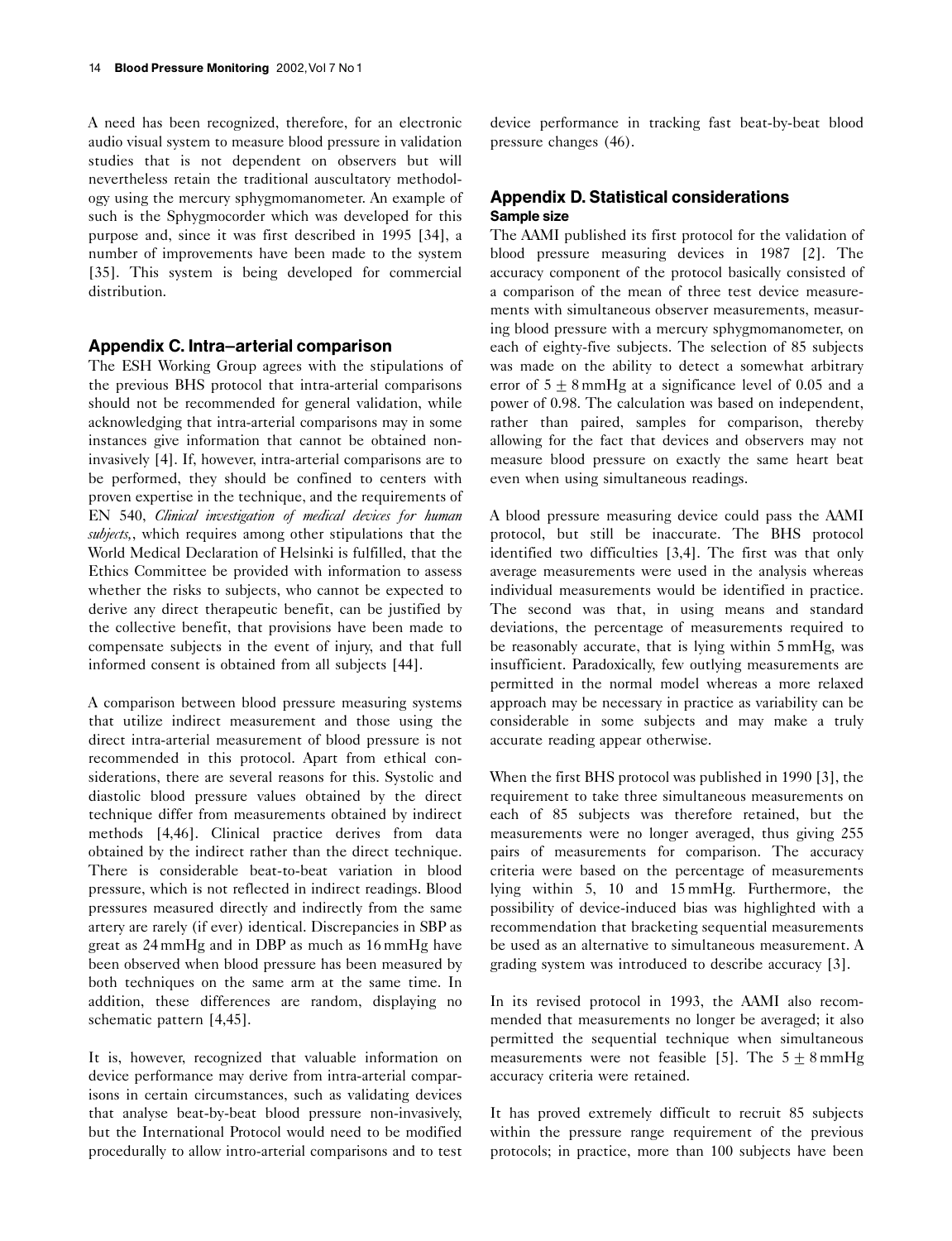A need has been recognized, therefore, for an electronic audio visual system to measure blood pressure in validation studies that is not dependent on observers but will nevertheless retain the traditional auscultatory methodology using the mercury sphygmomanometer. An example of such is the Sphygmocorder which was developed for this purpose and, since it was first described in 1995 [34], a number of improvements have been made to the system [35]. This system is being developed for commercial distribution.

## Appendix C. Intra–arterial comparison

The ESH Working Group agrees with the stipulations of the previous BHS protocol that intra-arterial comparisons should not be recommended for general validation, while acknowledging that intra-arterial comparisons may in some instances give information that cannot be obtained non-invasively [4]. If, however, intra-arterial comparisons are to be performed, they should be confined to centers with proven expertise in the technique, and the requirements of EN 540, *Clinical investigation of medical devices for human subjects,*, which requires among other stipulations that the World Medical Declaration of Helsinki is fulfilled, that the Ethics Committee be provided with information to assess whether the risks to subjects, who cannot be expected to derive any direct therapeutic benefit, can be justified by the collective benefit, that provisions have been made to compensate subjects in the event of injury, and that full informed consent is obtained from all subjects [44].

A comparison between blood pressure measuring systems that utilize indirect measurement and those using the direct intra-arterial measurement of blood pressure is not recommended in this protocol. Apart from ethical considerations, there are several reasons for this. Systolic and diastolic blood pressure values obtained by the direct technique differ from measurements obtained by indirect methods [4,46]. Clinical practice derives from data obtained by the indirect rather than the direct technique. There is considerable beat-to-beat variation in blood pressure, which is not reflected in indirect readings. Blood pressures measured directly and indirectly from the same artery are rarely (if ever) identical. Discrepancies in SBP as great as 24 mmHg and in DBP as much as 16 mmHg have been observed when blood pressure has been measured by both techniques on the same arm at the same time. In addition, these differences are random, displaying no schematic pattern [4,45].

It is, however, recognized that valuable information on device performance may derive from intra-arterial comparisons in certain circumstances, such as validating devices that analyse beat-by-beat blood pressure non-invasively, but the International Protocol would need to be modified procedurally to allow intro-arterial comparisons and to test device performance in tracking fast beat-by-beat blood pressure changes (46).

## Appendix D. Statistical considerations

### Sample size

The AAMI published its first protocol for the validation of blood pressure measuring devices in 1987 [2]. The accuracy component of the protocol basically consisted of a comparison of the mean of three test device measurements with simultaneous observer measurements, measuring blood pressure with a mercury sphygmomanometer, on each of eighty-five subjects. The selection of 85 subjects was made on the ability to detect a somewhat arbitrary error of $5 \pm 8$ mmHg at a significance level of 0.05 and a power of 0.98. The calculation was based on independent, rather than paired, samples for comparison, thereby allowing for the fact that devices and observers may not measure blood pressure on exactly the same heart beat even when using simultaneous readings.

A blood pressure measuring device could pass the AAMI protocol, but still be inaccurate. The BHS protocol identified two difficulties [3,4]. The first was that only average measurements were used in the analysis whereas individual measurements would be identified in practice. The second was that, in using means and standard deviations, the percentage of measurements required to be reasonably accurate, that is lying within 5 mmHg, was insufficient. Paradoxically, few outlying measurements are permitted in the normal model whereas a more relaxed approach may be necessary in practice as variability can be considerable in some subjects and may make a truly accurate reading appear otherwise.

When the first BHS protocol was published in 1990 [3], the requirement to take three simultaneous measurements on each of 85 subjects was therefore retained, but the measurements were no longer averaged, thus giving 255 pairs of measurements for comparison. The accuracy criteria were based on the percentage of measurements lying within 5, 10 and 15 mmHg. Furthermore, the possibility of device-induced bias was highlighted with a recommendation that bracketing sequential measurements be used as an alternative to simultaneous measurement. A grading system was introduced to describe accuracy [3].

In its revised protocol in 1993, the AAMI also recommended that measurements no longer be averaged; it also permitted the sequential technique when simultaneous measurements were not feasible [5]. The $5 \pm 8$ mmHg accuracy criteria were retained.

It has proved extremely difficult to recruit 85 subjects within the pressure range requirement of the previous protocols; in practice, more than 100 subjects have been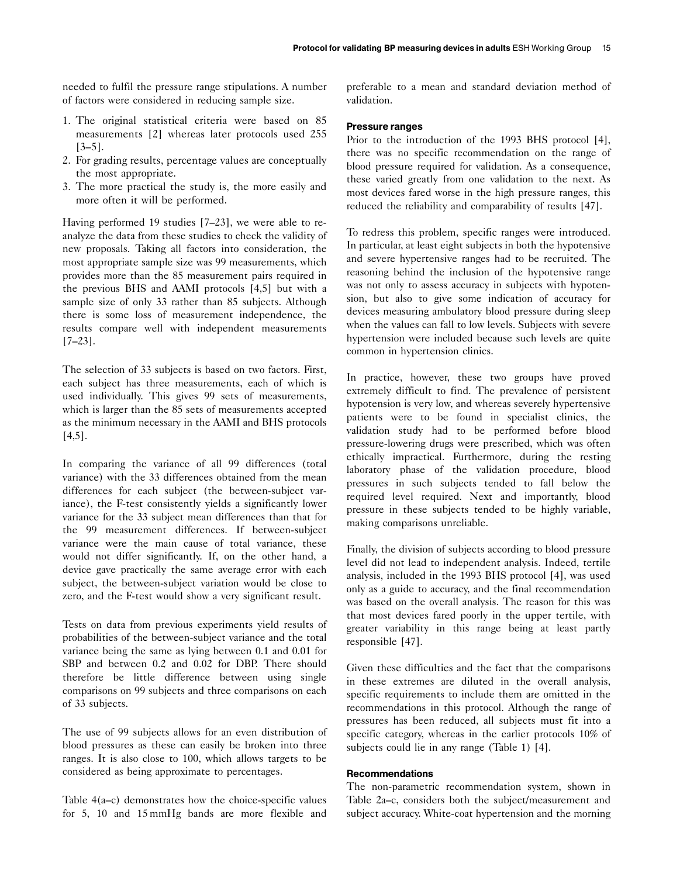needed to fulfil the pressure range stipulations. A number of factors were considered in reducing sample size.

1. The original statistical criteria were based on 85 measurements [2] whereas later protocols used 255 [3–5].
2. For grading results, percentage values are conceptually the most appropriate.
3. The more practical the study is, the more easily and more often it will be performed.

Having performed 19 studies [7–23], we were able to re-analyze the data from these studies to check the validity of new proposals. Taking all factors into consideration, the most appropriate sample size was 99 measurements, which provides more than the 85 measurement pairs required in the previous BHS and AAMI protocols [4,5] but with a sample size of only 33 rather than 85 subjects. Although there is some loss of measurement independence, the results compare well with independent measurements [7–23].

The selection of 33 subjects is based on two factors. First, each subject has three measurements, each of which is used individually. This gives 99 sets of measurements, which is larger than the 85 sets of measurements accepted as the minimum necessary in the AAMI and BHS protocols [4,5].

In comparing the variance of all 99 differences (total variance) with the 33 differences obtained from the mean differences for each subject (the between-subject variance), the F-test consistently yields a significantly lower variance for the 33 subject mean differences than that for the 99 measurement differences. If between-subject variance were the main cause of total variance, these would not differ significantly. If, on the other hand, a device gave practically the same average error with each subject, the between-subject variation would be close to zero, and the F-test would show a very significant result.

Tests on data from previous experiments yield results of probabilities of the between-subject variance and the total variance being the same as lying between 0.1 and 0.01 for SBP and between 0.2 and 0.02 for DBP. There should therefore be little difference between using single comparisons on 99 subjects and three comparisons on each of 33 subjects.

The use of 99 subjects allows for an even distribution of blood pressures as these can easily be broken into three ranges. It is also close to 100, which allows targets to be considered as being approximate to percentages.

Table 4(a–c) demonstrates how the choice-specific values for 5, 10 and 15 mmHg bands are more flexible and preferable to a mean and standard deviation method of validation.

#### Pressure ranges

Prior to the introduction of the 1993 BHS protocol [4], there was no specific recommendation on the range of blood pressure required for validation. As a consequence, these varied greatly from one validation to the next. As most devices fared worse in the high pressure ranges, this reduced the reliability and comparability of results [47].

To redress this problem, specific ranges were introduced. In particular, at least eight subjects in both the hypotensive and severe hypertensive ranges had to be recruited. The reasoning behind the inclusion of the hypotensive range was not only to assess accuracy in subjects with hypotension, but also to give some indication of accuracy for devices measuring ambulatory blood pressure during sleep when the values can fall to low levels. Subjects with severe hypertension were included because such levels are quite common in hypertension clinics.

In practice, however, these two groups have proved extremely difficult to find. The prevalence of persistent hypotension is very low, and whereas severely hypertensive patients were to be found in specialist clinics, the validation study had to be performed before blood pressure-lowering drugs were prescribed, which was often ethically impractical. Furthermore, during the resting laboratory phase of the validation procedure, blood pressures in such subjects tended to fall below the required level required. Next and importantly, blood pressure in these subjects tended to be highly variable, making comparisons unreliable.

Finally, the division of subjects according to blood pressure level did not lead to independent analysis. Indeed, tertile analysis, included in the 1993 BHS protocol [4], was used only as a guide to accuracy, and the final recommendation was based on the overall analysis. The reason for this was that most devices fared poorly in the upper tertile, with greater variability in this range being at least partly responsible [47].

Given these difficulties and the fact that the comparisons in these extremes are diluted in the overall analysis, specific requirements to include them are omitted in the recommendations in this protocol. Although the range of pressures has been reduced, all subjects must fit into a specific category, whereas in the earlier protocols 10% of subjects could lie in any range (Table 1) [4].

#### Recommendations

The non-parametric recommendation system, shown in Table 2a–c, considers both the subject/measurement and subject accuracy. White-coat hypertension and the morning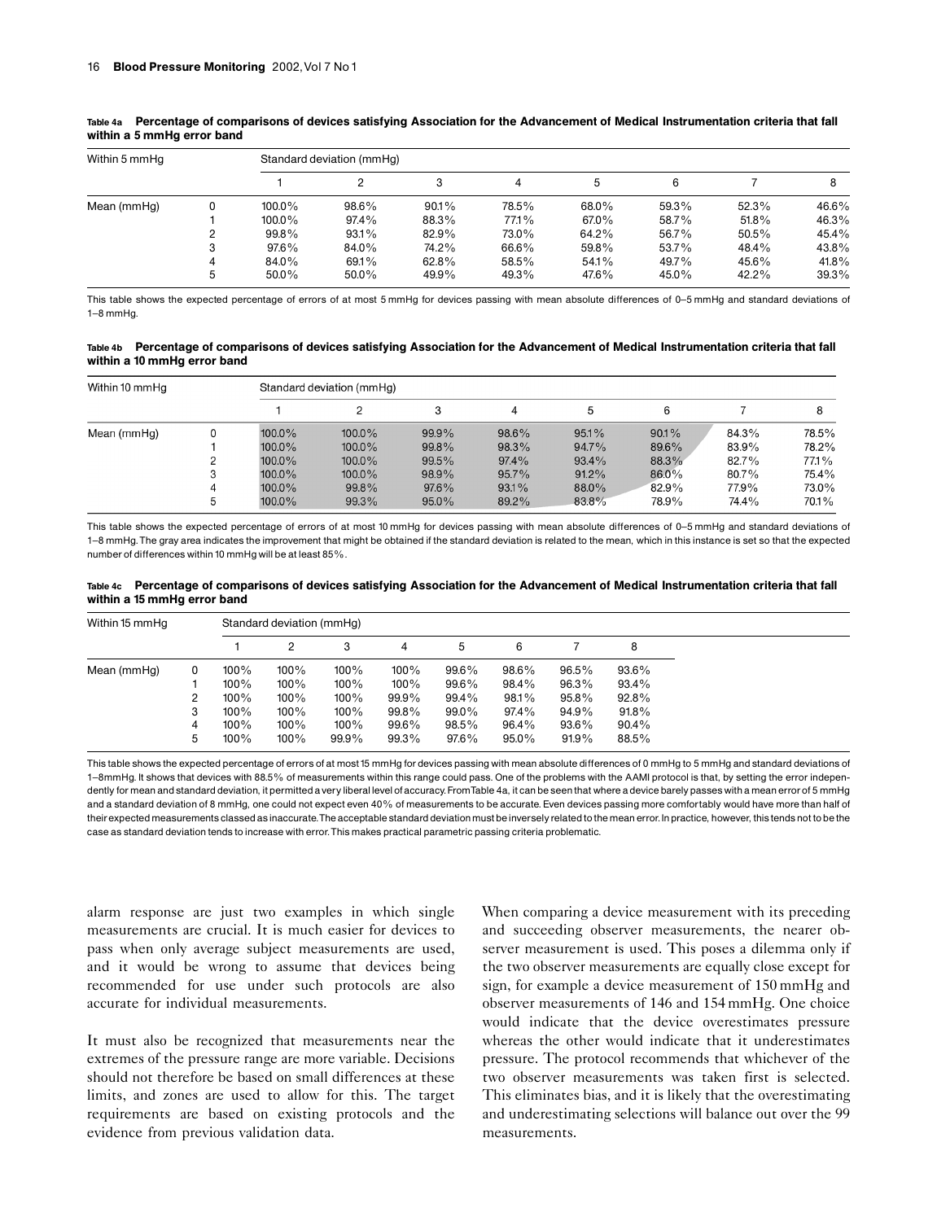**Table 4a Percentage of comparisons of devices satisfying Association for the Advancement of Medical Instrumentation criteria that fall within a 5 mmHg error band**

| Within 5 mmHg | | Standard deviation (mmHg) | | | | | | | |
|---|---|---|---|---|---|---|---|---|---|
| | | 1 | 2 | 3 | 4 | 5 | 6 | 7 | 8 |
| Mean (mmHg) | 0 | 100.0% | 98.6% | 90.1% | 78.5% | 68.0% | 59.3% | 52.3% | 46.6% |
| | 1 | 100.0% | 97.4% | 88.3% | 77.1% | 67.0% | 58.7% | 51.8% | 46.3% |
| | 2 | 99.8% | 93.1% | 82.9% | 73.0% | 64.2% | 56.7% | 50.5% | 45.4% |
| | 3 | 97.6% | 84.0% | 74.2% | 66.6% | 59.8% | 53.7% | 48.4% | 43.8% |
| | 4 | 84.0% | 69.1% | 62.8% | 58.5% | 54.1% | 49.7% | 45.6% | 41.8% |
| | 5 | 50.0% | 50.0% | 49.9% | 49.3% | 47.6% | 45.0% | 42.2% | 39.3% |

This table shows the expected percentage of errors of at most 5 mmHg for devices passing with mean absolute differences of 0–5 mmHg and standard deviations of 1–8 mmHg.

**Table 4b Percentage of comparisons of devices satisfying Association for the Advancement of Medical Instrumentation criteria that fall within a 10 mmHg error band**

| Within 10 mmHg | | Standard deviation (mmHg) | | | | | | | |
|---|---|---|---|---|---|---|---|---|---|
| | | 1 | 2 | 3 | 4 | 5 | 6 | 7 | 8 |
| Mean (mmHg) | 0 | 100.0% | 100.0% | 99.9% | 98.6% | 95.1% | 90.1% | 84.3% | 78.5% |
| | 1 | 100.0% | 100.0% | 99.8% | 98.3% | 94.7% | 89.6% | 83.9% | 78.2% |
| | 2 | 100.0% | 100.0% | 99.5% | 97.4% | 93.4% | 88.3% | 82.7% | 77.1% |
| | 3 | 100.0% | 100.0% | 98.9% | 95.7% | 91.2% | 86.0% | 80.7% | 75.4% |
| | 4 | 100.0% | 99.8% | 97.6% | 93.1% | 88.0% | 82.9% | 77.9% | 73.0% |
| | 5 | 100.0% | 99.3% | 95.0% | 89.2% | 83.8% | 78.9% | 74.4% | 70.1% |

This table shows the expected percentage of errors of at most 10 mmHg for devices passing with mean absolute differences of 0–5 mmHg and standard deviations of 1–8 mmHg. The gray area indicates the improvement that might be obtained if the standard deviation is related to the mean, which in this instance is set so that the expected number of differences within 10 mmHg will be at least 85%.

**Table 4c Percentage of comparisons of devices satisfying Association for the Advancement of Medical Instrumentation criteria that fall within a 15 mmHg error band**

| Within 15 mmHg | | Standard deviation (mmHg) | | | | | | | |
|---|---|---|---|---|---|---|---|---|---|
| | | 1 | 2 | 3 | 4 | 5 | 6 | 7 | 8 |
| Mean (mmHg) | 0 | 100% | 100% | 100% | 100% | 99.6% | 98.6% | 96.5% | 93.6% |
| | 1 | 100% | 100% | 100% | 100% | 99.6% | 98.4% | 96.3% | 93.4% |
| | 2 | 100% | 100% | 100% | 99.9% | 99.4% | 98.1% | 95.8% | 92.8% |
| | 3 | 100% | 100% | 100% | 99.8% | 99.0% | 97.4% | 94.9% | 91.8% |
| | 4 | 100% | 100% | 100% | 99.6% | 98.5% | 96.4% | 93.6% | 90.4% |
| | 5 | 100% | 100% | 99.9% | 99.3% | 97.6% | 95.0% | 91.9% | 88.5% |

This table shows the expected percentage of errors of at most 15 mmHg for devices passing with mean absolute differences of 0 mmHg to 5 mmHg and standard deviations of 1–8mmHg. It shows that devices with 88.5% of measurements within this range could pass. One of the problems with the AAMI protocol is that, by setting the error independently for mean and standard deviation, it permitted a very liberal level of accuracy. From Table 4a, it can be seen that where a device barely passes with a mean error of 5 mmHg and a standard deviation of 8 mmHg, one could not expect even 40% of measurements to be accurate. Even devices passing more comfortably would have more than half of their expected measurements classed as inaccurate. The acceptable standard deviation must be inversely related to the mean error. In practice, however, this tends not to be the case as standard deviation tends to increase with error. This makes practical parametric passing criteria problematic.

alarm response are just two examples in which single measurements are crucial. It is much easier for devices to pass when only average subject measurements are used, and it would be wrong to assume that devices being recommended for use under such protocols are also accurate for individual measurements.

It must also be recognized that measurements near the extremes of the pressure range are more variable. Decisions should not therefore be based on small differences at these limits, and zones are used to allow for this. The target requirements are based on existing protocols and the evidence from previous validation data.

When comparing a device measurement with its preceding and succeeding observer measurements, the nearer observer measurement is used. This poses a dilemma only if the two observer measurements are equally close except for sign, for example a device measurement of 150 mmHg and observer measurements of 146 and 154 mmHg. One choice would indicate that the device overestimates pressure whereas the other would indicate that it underestimates pressure. The protocol recommends that whichever of the two observer measurements was taken first is selected. This eliminates bias, and it is likely that the overestimating and underestimating selections will balance out over the 99 measurements.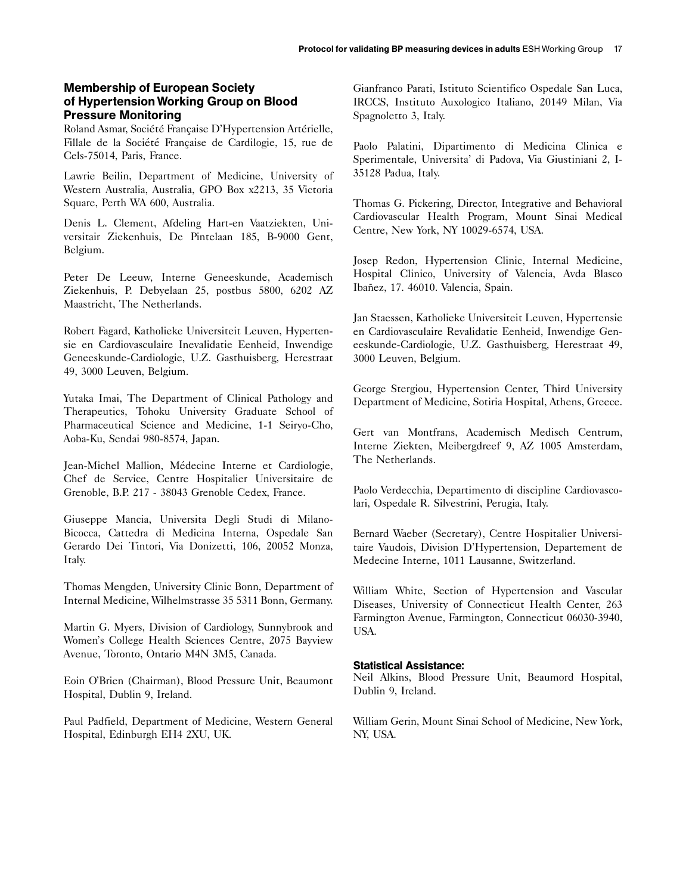## Membership of European Society of Hypertension Working Group on Blood Pressure Monitoring

Roland Asmar, Société Française D'Hypertension Artérielle, Fillale de la Société Française de Cardilogie, 15, rue de Cels-75014, Paris, France.

Lawrie Beilin, Department of Medicine, University of Western Australia, Australia, GPO Box x2213, 35 Victoria Square, Perth WA 600, Australia.

Denis L. Clement, Afdeling Hart-en Vaatziekten, Universitair Ziekenhuis, De Pintelaan 185, B-9000 Gent, Belgium.

Peter De Leeuw, Interne Geneeskunde, Academisch Ziekenhuis, P. Debyelaan 25, postbus 5800, 6202 AZ Maastricht, The Netherlands.

Robert Fagard, Katholieke Universiteit Leuven, Hypertensie en Cardiovasculaire Inevalidatie Eenheid, Inwendige Geneeskunde-Cardiologie, U.Z. Gasthuisberg, Herestraat 49, 3000 Leuven, Belgium.

Yutaka Imai, The Department of Clinical Pathology and Therapeutics, Tohoku University Graduate School of Pharmaceutical Science and Medicine, 1-1 Seiryo-Cho, Aoba-Ku, Sendai 980-8574, Japan.

Jean-Michel Mallion, Médecine Interne et Cardiologie, Chef de Service, Centre Hospitalier Universitaire de Grenoble, B.P. 217 - 38043 Grenoble Cedex, France.

Giuseppe Mancia, Universita Degli Studi di Milano-Bicocca, Cattedra di Medicina Interna, Ospedale San Gerardo Dei Tintori, Via Donizetti, 106, 20052 Monza, Italy.

Thomas Mengden, University Clinic Bonn, Department of Internal Medicine, Wilhelmstrasse 35 5311 Bonn, Germany.

Martin G. Myers, Division of Cardiology, Sunnybrook and Women's College Health Sciences Centre, 2075 Bayview Avenue, Toronto, Ontario M4N 3M5, Canada.

Eoin O'Brien (Chairman), Blood Pressure Unit, Beaumont Hospital, Dublin 9, Ireland.

Paul Padfield, Department of Medicine, Western General Hospital, Edinburgh EH4 2XU, UK.

Gianfranco Parati, Istituto Scientifico Ospedale San Luca, IRCCS, Instituto Auxologico Italiano, 20149 Milan, Via Spagnoletto 3, Italy.

Paolo Palatini, Dipartimento di Medicina Clinica e Sperimentale, Universita' di Padova, Via Giustiniani 2, I-35128 Padua, Italy.

Thomas G. Pickering, Director, Integrative and Behavioral Cardiovascular Health Program, Mount Sinai Medical Centre, New York, NY 10029-6574, USA.

Josep Redon, Hypertension Clinic, Internal Medicine, Hospital Clinico, University of Valencia, Avda Blasco Ibañez, 17. 46010. Valencia, Spain.

Jan Staessen, Katholieke Universiteit Leuven, Hypertensie en Cardiovasculaire Revalidatie Eenheid, Inwendige Geneeskunde-Cardiologie, U.Z. Gasthuisberg, Herestraat 49, 3000 Leuven, Belgium.

George Stergiou, Hypertension Center, Third University Department of Medicine, Sotiria Hospital, Athens, Greece.

Gert van Montfrans, Academisch Medisch Centrum, Interne Ziekten, Meibergdreef 9, AZ 1005 Amsterdam, The Netherlands.

Paolo Verdecchia, Departimento di discipline Cardiovascolari, Ospedale R. Silvestrini, Perugia, Italy.

Bernard Waeber (Secretary), Centre Hospitalier Universitaire Vaudois, Division D'Hypertension, Departement de Medecine Interne, 1011 Lausanne, Switzerland.

William White, Section of Hypertension and Vascular Diseases, University of Connecticut Health Center, 263 Farmington Avenue, Farmington, Connecticut 06030-3940, USA.

### Statistical Assistance:

Neil Alkins, Blood Pressure Unit, Beaumord Hospital, Dublin 9, Ireland.

William Gerin, Mount Sinai School of Medicine, New York, NY, USA.